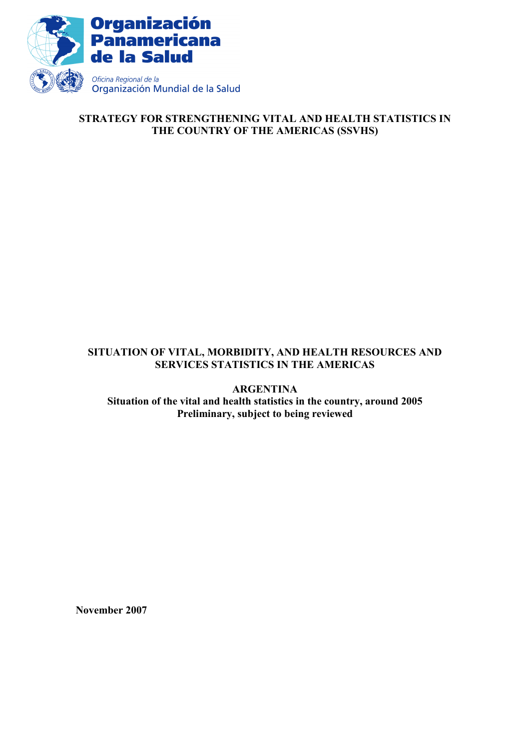Organización Panamericana de la Salud

*Oficina Regional de la* Organización Mundial de la Salud

**STRATEGY FOR STRENGTHENING VITAL AND HEALTH STATISTICS IN THE COUNTRY OF THE AMERICAS (SSVHS)**

# SITUATION OF VITAL, MORBIDITY, AND HEALTH RESOURCES AND SERVICES STATISTICS IN THE AMERICAS

## ARGENTINA

**Situation of the vital and health statistics in the country, around 2005**

**Preliminary, subject to being reviewed**

**November 2007**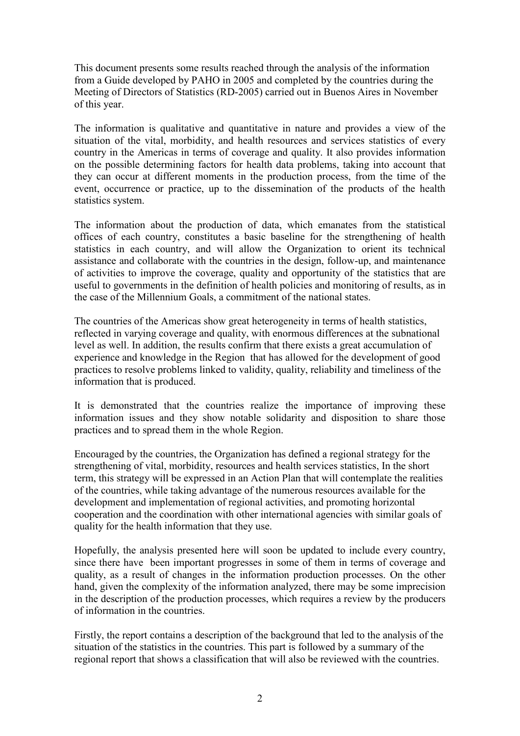This document presents some results reached through the analysis of the information from a Guide developed by PAHO in 2005 and completed by the countries during the Meeting of Directors of Statistics (RD-2005) carried out in Buenos Aires in November of this year.

The information is qualitative and quantitative in nature and provides a view of the situation of the vital, morbidity, and health resources and services statistics of every country in the Americas in terms of coverage and quality. It also provides information on the possible determining factors for health data problems, taking into account that they can occur at different moments in the production process, from the time of the event, occurrence or practice, up to the dissemination of the products of the health statistics system.

The information about the production of data, which emanates from the statistical offices of each country, constitutes a basic baseline for the strengthening of health statistics in each country, and will allow the Organization to orient its technical assistance and collaborate with the countries in the design, follow-up, and maintenance of activities to improve the coverage, quality and opportunity of the statistics that are useful to governments in the definition of health policies and monitoring of results, as in the case of the Millennium Goals, a commitment of the national states.

The countries of the Americas show great heterogeneity in terms of health statistics, reflected in varying coverage and quality, with enormous differences at the subnational level as well. In addition, the results confirm that there exists a great accumulation of experience and knowledge in the Region that has allowed for the development of good practices to resolve problems linked to validity, quality, reliability and timeliness of the information that is produced.

It is demonstrated that the countries realize the importance of improving these information issues and they show notable solidarity and disposition to share those practices and to spread them in the whole Region.

Encouraged by the countries, the Organization has defined a regional strategy for the strengthening of vital, morbidity, resources and health services statistics, In the short term, this strategy will be expressed in an Action Plan that will contemplate the realities of the countries, while taking advantage of the numerous resources available for the development and implementation of regional activities, and promoting horizontal cooperation and the coordination with other international agencies with similar goals of quality for the health information that they use.

Hopefully, the analysis presented here will soon be updated to include every country, since there have been important progresses in some of them in terms of coverage and quality, as a result of changes in the information production processes. On the other hand, given the complexity of the information analyzed, there may be some imprecision in the description of the production processes, which requires a review by the producers of information in the countries.

Firstly, the report contains a description of the background that led to the analysis of the situation of the statistics in the countries. This part is followed by a summary of the regional report that shows a classification that will also be reviewed with the countries.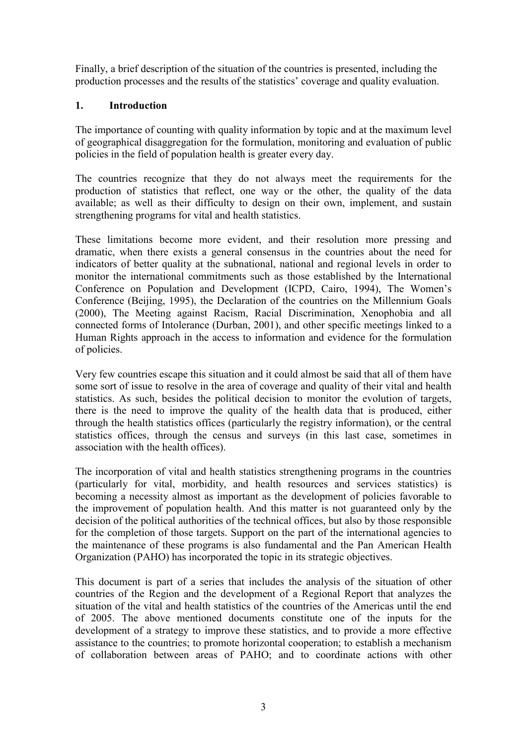Finally, a brief description of the situation of the countries is presented, including the production processes and the results of the statistics' coverage and quality evaluation.

## 1. Introduction

The importance of counting with quality information by topic and at the maximum level of geographical disaggregation for the formulation, monitoring and evaluation of public policies in the field of population health is greater every day.

The countries recognize that they do not always meet the requirements for the production of statistics that reflect, one way or the other, the quality of the data available; as well as their difficulty to design on their own, implement, and sustain strengthening programs for vital and health statistics.

These limitations become more evident, and their resolution more pressing and dramatic, when there exists a general consensus in the countries about the need for indicators of better quality at the subnational, national and regional levels in order to monitor the international commitments such as those established by the International Conference on Population and Development (ICPD, Cairo, 1994), The Women's Conference (Beijing, 1995), the Declaration of the countries on the Millennium Goals (2000), The Meeting against Racism, Racial Discrimination, Xenophobia and all connected forms of Intolerance (Durban, 2001), and other specific meetings linked to a Human Rights approach in the access to information and evidence for the formulation of policies.

Very few countries escape this situation and it could almost be said that all of them have some sort of issue to resolve in the area of coverage and quality of their vital and health statistics. As such, besides the political decision to monitor the evolution of targets, there is the need to improve the quality of the health data that is produced, either through the health statistics offices (particularly the registry information), or the central statistics offices, through the census and surveys (in this last case, sometimes in association with the health offices).

The incorporation of vital and health statistics strengthening programs in the countries (particularly for vital, morbidity, and health resources and services statistics) is becoming a necessity almost as important as the development of policies favorable to the improvement of population health. And this matter is not guaranteed only by the decision of the political authorities of the technical offices, but also by those responsible for the completion of those targets. Support on the part of the international agencies to the maintenance of these programs is also fundamental and the Pan American Health Organization (PAHO) has incorporated the topic in its strategic objectives.

This document is part of a series that includes the analysis of the situation of other countries of the Region and the development of a Regional Report that analyzes the situation of the vital and health statistics of the countries of the Americas until the end of 2005. The above mentioned documents constitute one of the inputs for the development of a strategy to improve these statistics, and to provide a more effective assistance to the countries; to promote horizontal cooperation; to establish a mechanism of collaboration between areas of PAHO; and to coordinate actions with other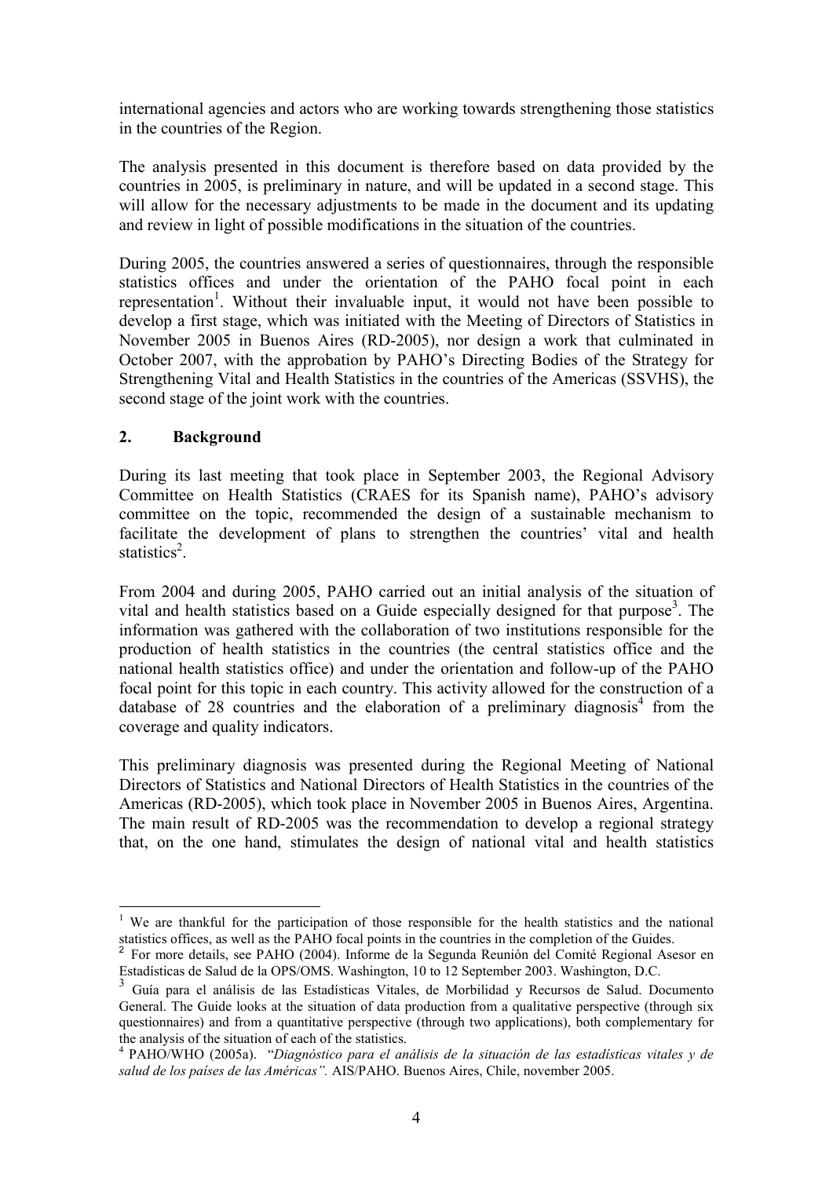international agencies and actors who are working towards strengthening those statistics in the countries of the Region.

The analysis presented in this document is therefore based on data provided by the countries in 2005, is preliminary in nature, and will be updated in a second stage. This will allow for the necessary adjustments to be made in the document and its updating and review in light of possible modifications in the situation of the countries.

During 2005, the countries answered a series of questionnaires, through the responsible statistics offices and under the orientation of the PAHO focal point in each representation[1]. Without their invaluable input, it would not have been possible to develop a first stage, which was initiated with the Meeting of Directors of Statistics in November 2005 in Buenos Aires (RD-2005), nor design a work that culminated in October 2007, with the approbation by PAHO's Directing Bodies of the Strategy for Strengthening Vital and Health Statistics in the countries of the Americas (SSVHS), the second stage of the joint work with the countries.

## 2. Background

During its last meeting that took place in September 2003, the Regional Advisory Committee on Health Statistics (CRAES for its Spanish name), PAHO's advisory committee on the topic, recommended the design of a sustainable mechanism to facilitate the development of plans to strengthen the countries' vital and health statistics[2].

From 2004 and during 2005, PAHO carried out an initial analysis of the situation of vital and health statistics based on a Guide especially designed for that purpose[3]. The information was gathered with the collaboration of two institutions responsible for the production of health statistics in the countries (the central statistics office and the national health statistics office) and under the orientation and follow-up of the PAHO focal point for this topic in each country. This activity allowed for the construction of a database of 28 countries and the elaboration of a preliminary diagnosis[4] from the coverage and quality indicators.

This preliminary diagnosis was presented during the Regional Meeting of National Directors of Statistics and National Directors of Health Statistics in the countries of the Americas (RD-2005), which took place in November 2005 in Buenos Aires, Argentina. The main result of RD-2005 was the recommendation to develop a regional strategy that, on the one hand, stimulates the design of national vital and health statistics

---

[1] We are thankful for the participation of those responsible for the health statistics and the national statistics offices, as well as the PAHO focal points in the countries in the completion of the Guides.

[2] For more details, see PAHO (2004). Informe de la Segunda Reunión del Comité Regional Asesor en Estadísticas de Salud de la OPS/OMS. Washington, 10 to 12 September 2003. Washington, D.C.

[3] Guía para el análisis de las Estadísticas Vitales, de Morbilidad y Recursos de Salud. Documento General. The Guide looks at the situation of data production from a qualitative perspective (through six questionnaires) and from a quantitative perspective (through two applications), both complementary for the analysis of the situation of each of the statistics.

[4] PAHO/WHO (2005a). "*Diagnóstico para el análisis de la situación de las estadísticas vitales y de salud de los países de las Américas".* AIS/PAHO. Buenos Aires, Chile, november 2005.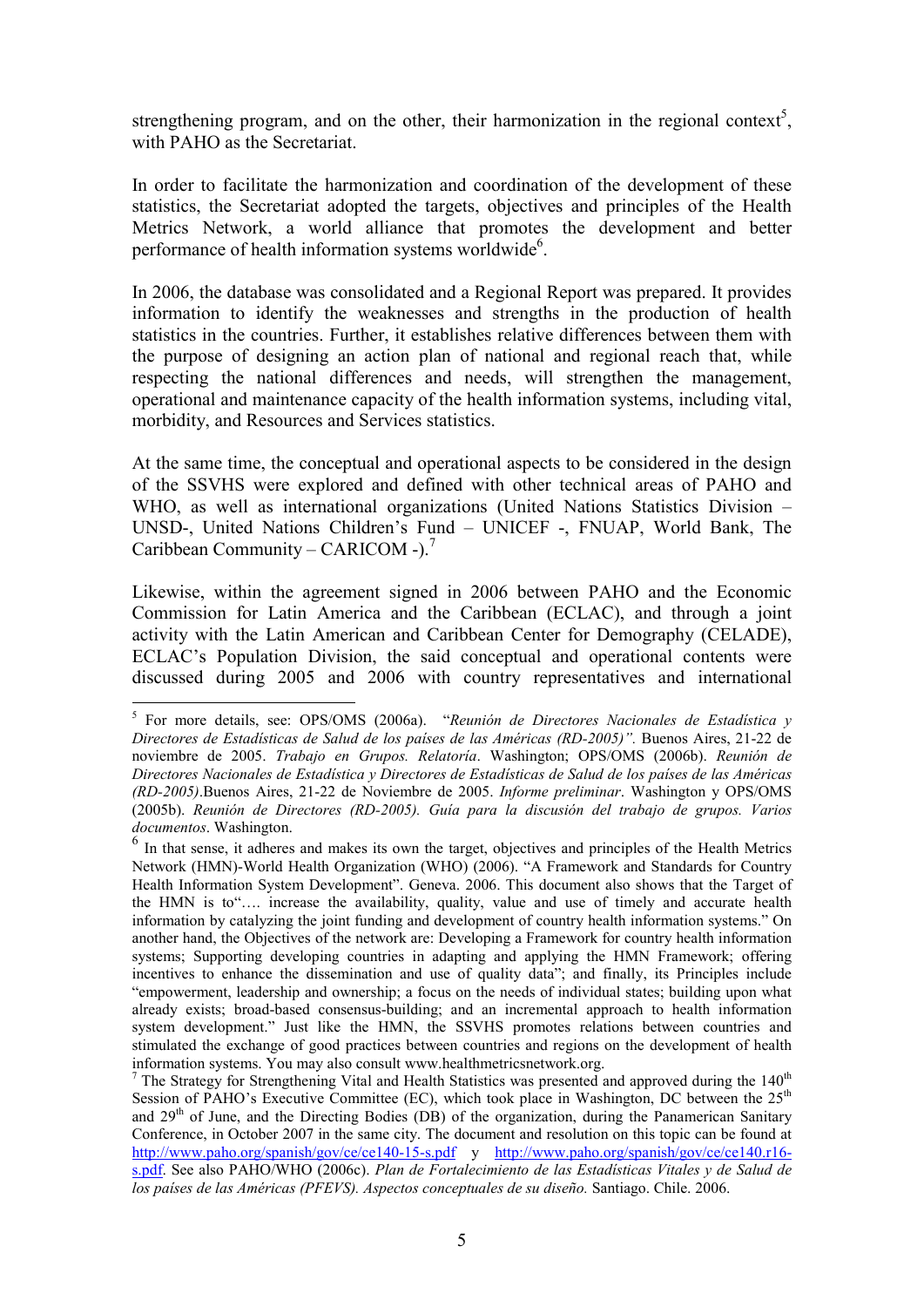strengthening program, and on the other, their harmonization in the regional context[5], with PAHO as the Secretariat.

In order to facilitate the harmonization and coordination of the development of these statistics, the Secretariat adopted the targets, objectives and principles of the Health Metrics Network, a world alliance that promotes the development and better performance of health information systems worldwide[6].

In 2006, the database was consolidated and a Regional Report was prepared. It provides information to identify the weaknesses and strengths in the production of health statistics in the countries. Further, it establishes relative differences between them with the purpose of designing an action plan of national and regional reach that, while respecting the national differences and needs, will strengthen the management, operational and maintenance capacity of the health information systems, including vital, morbidity, and Resources and Services statistics.

At the same time, the conceptual and operational aspects to be considered in the design of the SSVHS were explored and defined with other technical areas of PAHO and WHO, as well as international organizations (United Nations Statistics Division – UNSD-, United Nations Children's Fund – UNICEF -, FNUAP, World Bank, The Caribbean Community – CARICOM -).[7]

Likewise, within the agreement signed in 2006 between PAHO and the Economic Commission for Latin America and the Caribbean (ECLAC), and through a joint activity with the Latin American and Caribbean Center for Demography (CELADE), ECLAC's Population Division, the said conceptual and operational contents were discussed during 2005 and 2006 with country representatives and international

---

[5] For more details, see: OPS/OMS (2006a). "*Reunión de Directores Nacionales de Estadística y Directores de Estadísticas de Salud de los países de las Américas (RD-2005)"*. Buenos Aires, 21-22 de noviembre de 2005. *Trabajo en Grupos. Relatoría*. Washington; OPS/OMS (2006b). *Reunión de Directores Nacionales de Estadística y Directores de Estadísticas de Salud de los países de las Américas (RD-2005)*.Buenos Aires, 21-22 de Noviembre de 2005. *Informe preliminar*. Washington y OPS/OMS (2005b). *Reunión de Directores (RD-2005). Guía para la discusión del trabajo de grupos. Varios documentos*. Washington.

[6] In that sense, it adheres and makes its own the target, objectives and principles of the Health Metrics Network (HMN)-World Health Organization (WHO) (2006). "A Framework and Standards for Country Health Information System Development". Geneva. 2006. This document also shows that the Target of the HMN is to"…. increase the availability, quality, value and use of timely and accurate health information by catalyzing the joint funding and development of country health information systems." On another hand, the Objectives of the network are: Developing a Framework for country health information systems; Supporting developing countries in adapting and applying the HMN Framework; offering incentives to enhance the dissemination and use of quality data"; and finally, its Principles include "empowerment, leadership and ownership; a focus on the needs of individual states; building upon what already exists; broad-based consensus-building; and an incremental approach to health information system development." Just like the HMN, the SSVHS promotes relations between countries and stimulated the exchange of good practices between countries and regions on the development of health information systems. You may also consult www.healthmetricsnetwork.org.

[7] The Strategy for Strengthening Vital and Health Statistics was presented and approved during the 140th Session of PAHO's Executive Committee (EC), which took place in Washington, DC between the 25th and 29th of June, and the Directing Bodies (DB) of the organization, during the Panamerican Sanitary Conference, in October 2007 in the same city. The document and resolution on this topic can be found at http://www.paho.org/spanish/gov/ce/ce140-15-s.pdf y http://www.paho.org/spanish/gov/ce/ce140.r16-s.pdf. See also PAHO/WHO (2006c). *Plan de Fortalecimiento de las Estadísticas Vitales y de Salud de los países de las Américas (PFEVS). Aspectos conceptuales de su diseño.* Santiago. Chile. 2006.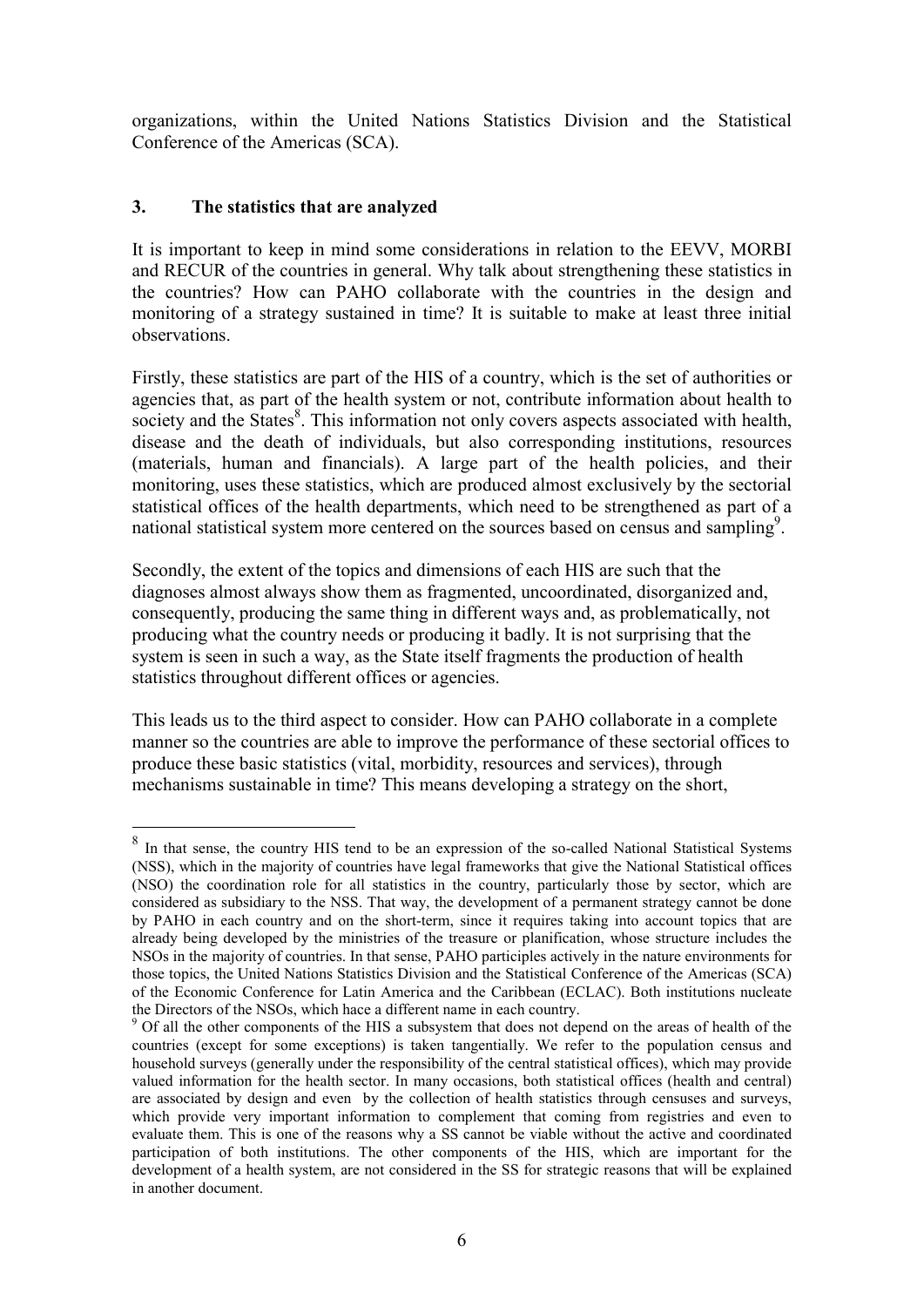organizations, within the United Nations Statistics Division and the Statistical Conference of the Americas (SCA).

## 3. The statistics that are analyzed

It is important to keep in mind some considerations in relation to the EEVV, MORBI and RECUR of the countries in general. Why talk about strengthening these statistics in the countries? How can PAHO collaborate with the countries in the design and monitoring of a strategy sustained in time? It is suitable to make at least three initial observations.

Firstly, these statistics are part of the HIS of a country, which is the set of authorities or agencies that, as part of the health system or not, contribute information about health to society and the States[8]. This information not only covers aspects associated with health, disease and the death of individuals, but also corresponding institutions, resources (materials, human and financials). A large part of the health policies, and their monitoring, uses these statistics, which are produced almost exclusively by the sectorial statistical offices of the health departments, which need to be strengthened as part of a national statistical system more centered on the sources based on census and sampling[9].

Secondly, the extent of the topics and dimensions of each HIS are such that the diagnoses almost always show them as fragmented, uncoordinated, disorganized and, consequently, producing the same thing in different ways and, as problematically, not producing what the country needs or producing it badly. It is not surprising that the system is seen in such a way, as the State itself fragments the production of health statistics throughout different offices or agencies.

This leads us to the third aspect to consider. How can PAHO collaborate in a complete manner so the countries are able to improve the performance of these sectorial offices to produce these basic statistics (vital, morbidity, resources and services), through mechanisms sustainable in time? This means developing a strategy on the short,

---

[8] In that sense, the country HIS tend to be an expression of the so-called National Statistical Systems (NSS), which in the majority of countries have legal frameworks that give the National Statistical offices (NSO) the coordination role for all statistics in the country, particularly those by sector, which are considered as subsidiary to the NSS. That way, the development of a permanent strategy cannot be done by PAHO in each country and on the short-term, since it requires taking into account topics that are already being developed by the ministries of the treasure or planification, whose structure includes the NSOs in the majority of countries. In that sense, PAHO participles actively in the nature environments for those topics, the United Nations Statistics Division and the Statistical Conference of the Americas (SCA) of the Economic Conference for Latin America and the Caribbean (ECLAC). Both institutions nucleate the Directors of the NSOs, which hace a different name in each country.

[9] Of all the other components of the HIS a subsystem that does not depend on the areas of health of the countries (except for some exceptions) is taken tangentially. We refer to the population census and household surveys (generally under the responsibility of the central statistical offices), which may provide valued information for the health sector. In many occasions, both statistical offices (health and central) are associated by design and even by the collection of health statistics through censuses and surveys, which provide very important information to complement that coming from registries and even to evaluate them. This is one of the reasons why a SS cannot be viable without the active and coordinated participation of both institutions. The other components of the HIS, which are important for the development of a health system, are not considered in the SS for strategic reasons that will be explained in another document.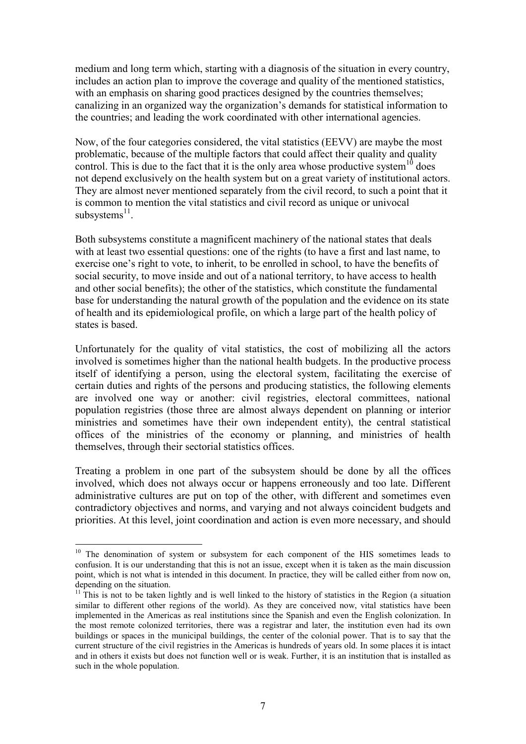medium and long term which, starting with a diagnosis of the situation in every country, includes an action plan to improve the coverage and quality of the mentioned statistics, with an emphasis on sharing good practices designed by the countries themselves; canalizing in an organized way the organization's demands for statistical information to the countries; and leading the work coordinated with other international agencies.

Now, of the four categories considered, the vital statistics (EEVV) are maybe the most problematic, because of the multiple factors that could affect their quality and quality control. This is due to the fact that it is the only area whose productive system[10] does not depend exclusively on the health system but on a great variety of institutional actors. They are almost never mentioned separately from the civil record, to such a point that it is common to mention the vital statistics and civil record as unique or univocal subsystems[11].

Both subsystems constitute a magnificent machinery of the national states that deals with at least two essential questions: one of the rights (to have a first and last name, to exercise one's right to vote, to inherit, to be enrolled in school, to have the benefits of social security, to move inside and out of a national territory, to have access to health and other social benefits); the other of the statistics, which constitute the fundamental base for understanding the natural growth of the population and the evidence on its state of health and its epidemiological profile, on which a large part of the health policy of states is based.

Unfortunately for the quality of vital statistics, the cost of mobilizing all the actors involved is sometimes higher than the national health budgets. In the productive process itself of identifying a person, using the electoral system, facilitating the exercise of certain duties and rights of the persons and producing statistics, the following elements are involved one way or another: civil registries, electoral committees, national population registries (those three are almost always dependent on planning or interior ministries and sometimes have their own independent entity), the central statistical offices of the ministries of the economy or planning, and ministries of health themselves, through their sectorial statistics offices.

Treating a problem in one part of the subsystem should be done by all the offices involved, which does not always occur or happens erroneously and too late. Different administrative cultures are put on top of the other, with different and sometimes even contradictory objectives and norms, and varying and not always coincident budgets and priorities. At this level, joint coordination and action is even more necessary, and should

---

[10] The denomination of system or subsystem for each component of the HIS sometimes leads to confusion. It is our understanding that this is not an issue, except when it is taken as the main discussion point, which is not what is intended in this document. In practice, they will be called either from now on, depending on the situation.

[11] This is not to be taken lightly and is well linked to the history of statistics in the Region (a situation similar to different other regions of the world). As they are conceived now, vital statistics have been implemented in the Americas as real institutions since the Spanish and even the English colonization. In the most remote colonized territories, there was a registrar and later, the institution even had its own buildings or spaces in the municipal buildings, the center of the colonial power. That is to say that the current structure of the civil registries in the Americas is hundreds of years old. In some places it is intact and in others it exists but does not function well or is weak. Further, it is an institution that is installed as such in the whole population.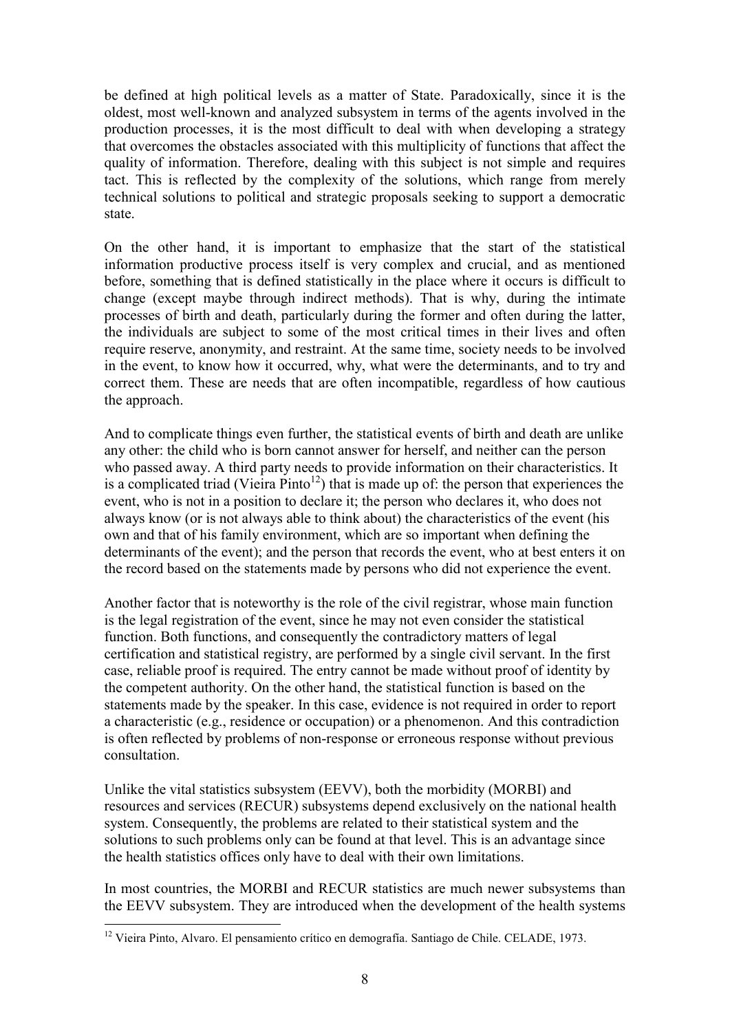be defined at high political levels as a matter of State. Paradoxically, since it is the oldest, most well-known and analyzed subsystem in terms of the agents involved in the production processes, it is the most difficult to deal with when developing a strategy that overcomes the obstacles associated with this multiplicity of functions that affect the quality of information. Therefore, dealing with this subject is not simple and requires tact. This is reflected by the complexity of the solutions, which range from merely technical solutions to political and strategic proposals seeking to support a democratic state.

On the other hand, it is important to emphasize that the start of the statistical information productive process itself is very complex and crucial, and as mentioned before, something that is defined statistically in the place where it occurs is difficult to change (except maybe through indirect methods). That is why, during the intimate processes of birth and death, particularly during the former and often during the latter, the individuals are subject to some of the most critical times in their lives and often require reserve, anonymity, and restraint. At the same time, society needs to be involved in the event, to know how it occurred, why, what were the determinants, and to try and correct them. These are needs that are often incompatible, regardless of how cautious the approach.

And to complicate things even further, the statistical events of birth and death are unlike any other: the child who is born cannot answer for herself, and neither can the person who passed away. A third party needs to provide information on their characteristics. It is a complicated triad (Vieira Pinto[12]) that is made up of: the person that experiences the event, who is not in a position to declare it; the person who declares it, who does not always know (or is not always able to think about) the characteristics of the event (his own and that of his family environment, which are so important when defining the determinants of the event); and the person that records the event, who at best enters it on the record based on the statements made by persons who did not experience the event.

Another factor that is noteworthy is the role of the civil registrar, whose main function is the legal registration of the event, since he may not even consider the statistical function. Both functions, and consequently the contradictory matters of legal certification and statistical registry, are performed by a single civil servant. In the first case, reliable proof is required. The entry cannot be made without proof of identity by the competent authority. On the other hand, the statistical function is based on the statements made by the speaker. In this case, evidence is not required in order to report a characteristic (e.g., residence or occupation) or a phenomenon. And this contradiction is often reflected by problems of non-response or erroneous response without previous consultation.

Unlike the vital statistics subsystem (EEVV), both the morbidity (MORBI) and resources and services (RECUR) subsystems depend exclusively on the national health system. Consequently, the problems are related to their statistical system and the solutions to such problems only can be found at that level. This is an advantage since the health statistics offices only have to deal with their own limitations.

In most countries, the MORBI and RECUR statistics are much newer subsystems than the EEVV subsystem. They are introduced when the development of the health systems

[12] Vieira Pinto, Alvaro. El pensamiento crítico en demografía. Santiago de Chile. CELADE, 1973.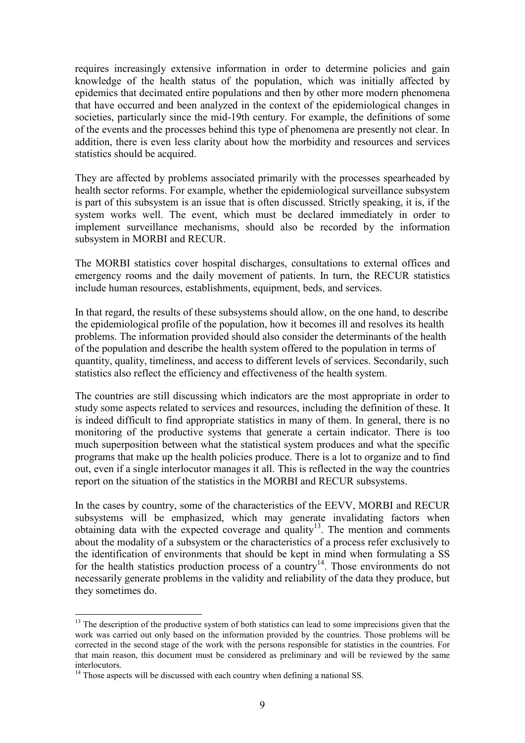requires increasingly extensive information in order to determine policies and gain knowledge of the health status of the population, which was initially affected by epidemics that decimated entire populations and then by other more modern phenomena that have occurred and been analyzed in the context of the epidemiological changes in societies, particularly since the mid-19th century. For example, the definitions of some of the events and the processes behind this type of phenomena are presently not clear. In addition, there is even less clarity about how the morbidity and resources and services statistics should be acquired.

They are affected by problems associated primarily with the processes spearheaded by health sector reforms. For example, whether the epidemiological surveillance subsystem is part of this subsystem is an issue that is often discussed. Strictly speaking, it is, if the system works well. The event, which must be declared immediately in order to implement surveillance mechanisms, should also be recorded by the information subsystem in MORBI and RECUR.

The MORBI statistics cover hospital discharges, consultations to external offices and emergency rooms and the daily movement of patients. In turn, the RECUR statistics include human resources, establishments, equipment, beds, and services.

In that regard, the results of these subsystems should allow, on the one hand, to describe the epidemiological profile of the population, how it becomes ill and resolves its health problems. The information provided should also consider the determinants of the health of the population and describe the health system offered to the population in terms of quantity, quality, timeliness, and access to different levels of services. Secondarily, such statistics also reflect the efficiency and effectiveness of the health system.

The countries are still discussing which indicators are the most appropriate in order to study some aspects related to services and resources, including the definition of these. It is indeed difficult to find appropriate statistics in many of them. In general, there is no monitoring of the productive systems that generate a certain indicator. There is too much superposition between what the statistical system produces and what the specific programs that make up the health policies produce. There is a lot to organize and to find out, even if a single interlocutor manages it all. This is reflected in the way the countries report on the situation of the statistics in the MORBI and RECUR subsystems.

In the cases by country, some of the characteristics of the EEVV, MORBI and RECUR subsystems will be emphasized, which may generate invalidating factors when obtaining data with the expected coverage and quality[13]. The mention and comments about the modality of a subsystem or the characteristics of a process refer exclusively to the identification of environments that should be kept in mind when formulating a SS for the health statistics production process of a country[14]. Those environments do not necessarily generate problems in the validity and reliability of the data they produce, but they sometimes do.

---

[13] The description of the productive system of both statistics can lead to some imprecisions given that the work was carried out only based on the information provided by the countries. Those problems will be corrected in the second stage of the work with the persons responsible for statistics in the countries. For that main reason, this document must be considered as preliminary and will be reviewed by the same interlocutors.

[14] Those aspects will be discussed with each country when defining a national SS.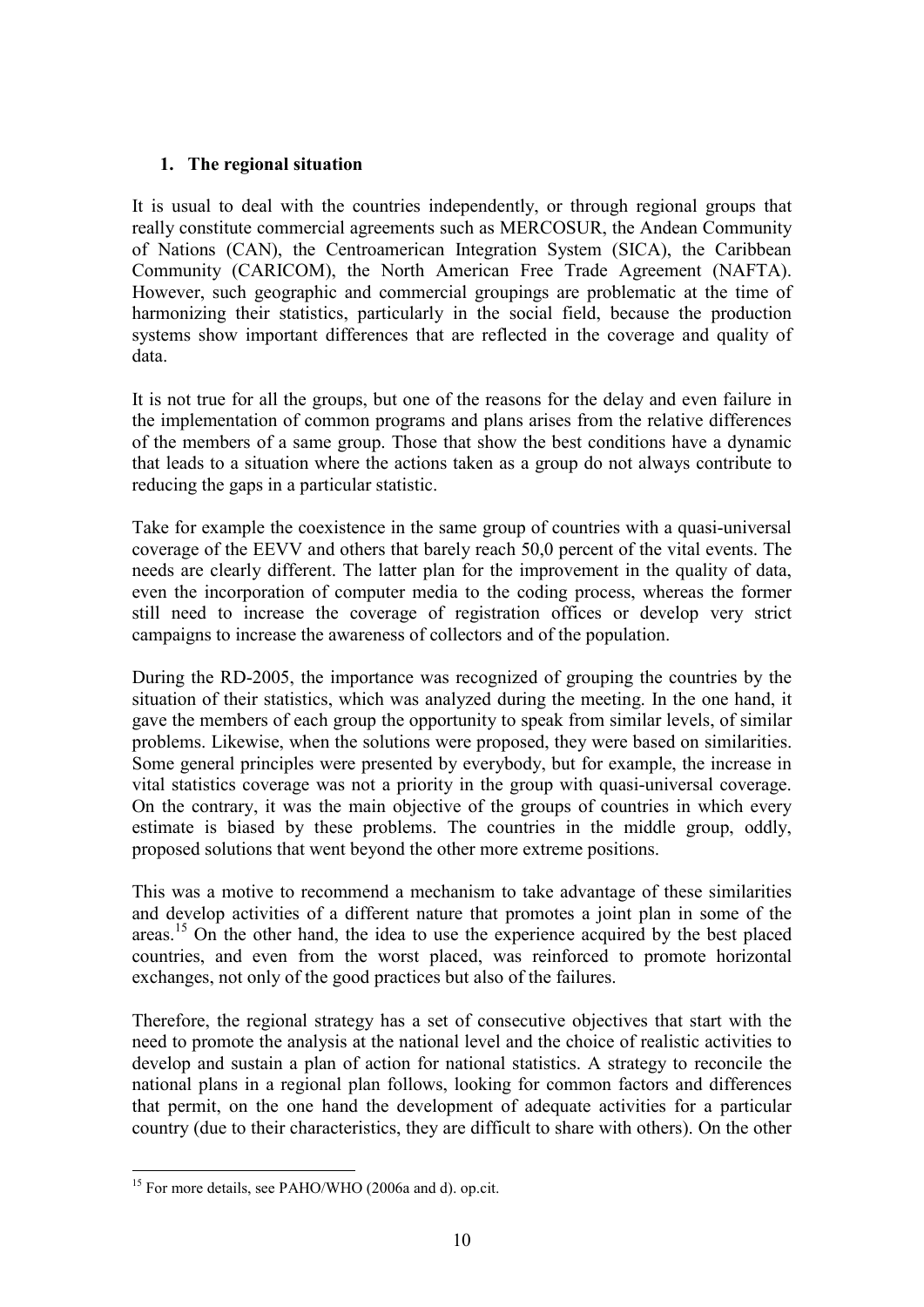## 1. The regional situation

It is usual to deal with the countries independently, or through regional groups that really constitute commercial agreements such as MERCOSUR, the Andean Community of Nations (CAN), the Centroamerican Integration System (SICA), the Caribbean Community (CARICOM), the North American Free Trade Agreement (NAFTA). However, such geographic and commercial groupings are problematic at the time of harmonizing their statistics, particularly in the social field, because the production systems show important differences that are reflected in the coverage and quality of data.

It is not true for all the groups, but one of the reasons for the delay and even failure in the implementation of common programs and plans arises from the relative differences of the members of a same group. Those that show the best conditions have a dynamic that leads to a situation where the actions taken as a group do not always contribute to reducing the gaps in a particular statistic.

Take for example the coexistence in the same group of countries with a quasi-universal coverage of the EEVV and others that barely reach 50,0 percent of the vital events. The needs are clearly different. The latter plan for the improvement in the quality of data, even the incorporation of computer media to the coding process, whereas the former still need to increase the coverage of registration offices or develop very strict campaigns to increase the awareness of collectors and of the population.

During the RD-2005, the importance was recognized of grouping the countries by the situation of their statistics, which was analyzed during the meeting. In the one hand, it gave the members of each group the opportunity to speak from similar levels, of similar problems. Likewise, when the solutions were proposed, they were based on similarities. Some general principles were presented by everybody, but for example, the increase in vital statistics coverage was not a priority in the group with quasi-universal coverage. On the contrary, it was the main objective of the groups of countries in which every estimate is biased by these problems. The countries in the middle group, oddly, proposed solutions that went beyond the other more extreme positions.

This was a motive to recommend a mechanism to take advantage of these similarities and develop activities of a different nature that promotes a joint plan in some of the areas.[15] On the other hand, the idea to use the experience acquired by the best placed countries, and even from the worst placed, was reinforced to promote horizontal exchanges, not only of the good practices but also of the failures.

Therefore, the regional strategy has a set of consecutive objectives that start with the need to promote the analysis at the national level and the choice of realistic activities to develop and sustain a plan of action for national statistics. A strategy to reconcile the national plans in a regional plan follows, looking for common factors and differences that permit, on the one hand the development of adequate activities for a particular country (due to their characteristics, they are difficult to share with others). On the other

[15] For more details, see PAHO/WHO (2006a and d). op.cit.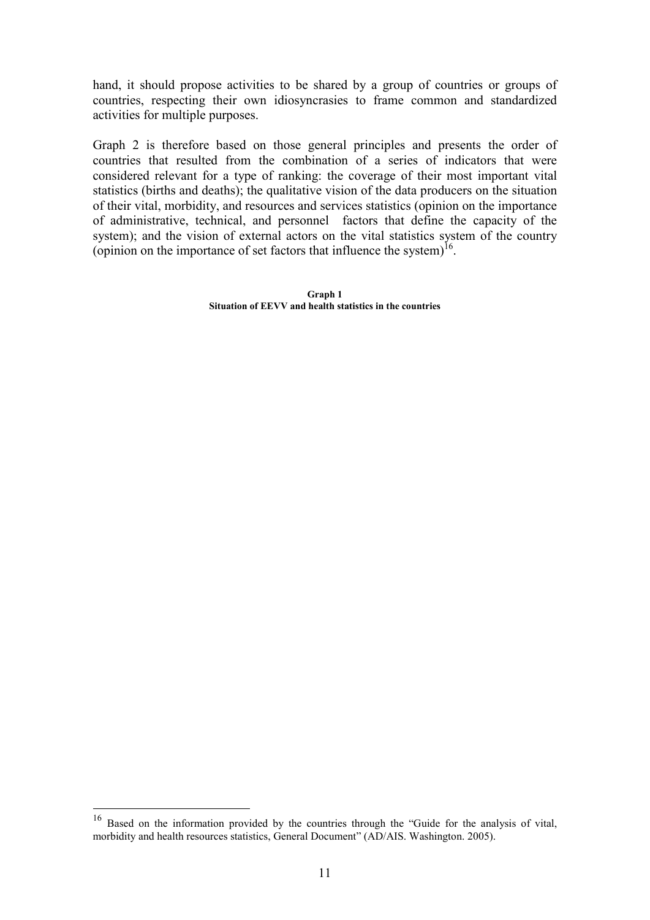hand, it should propose activities to be shared by a group of countries or groups of countries, respecting their own idiosyncrasies to frame common and standardized activities for multiple purposes.

Graph 2 is therefore based on those general principles and presents the order of countries that resulted from the combination of a series of indicators that were considered relevant for a type of ranking: the coverage of their most important vital statistics (births and deaths); the qualitative vision of the data producers on the situation of their vital, morbidity, and resources and services statistics (opinion on the importance of administrative, technical, and personnel factors that define the capacity of the system); and the vision of external actors on the vital statistics system of the country (opinion on the importance of set factors that influence the system)[16].

**Graph 1**
**Situation of EEVV and health statistics in the countries**

[16] Based on the information provided by the countries through the "Guide for the analysis of vital, morbidity and health resources statistics, General Document" (AD/AIS. Washington. 2005).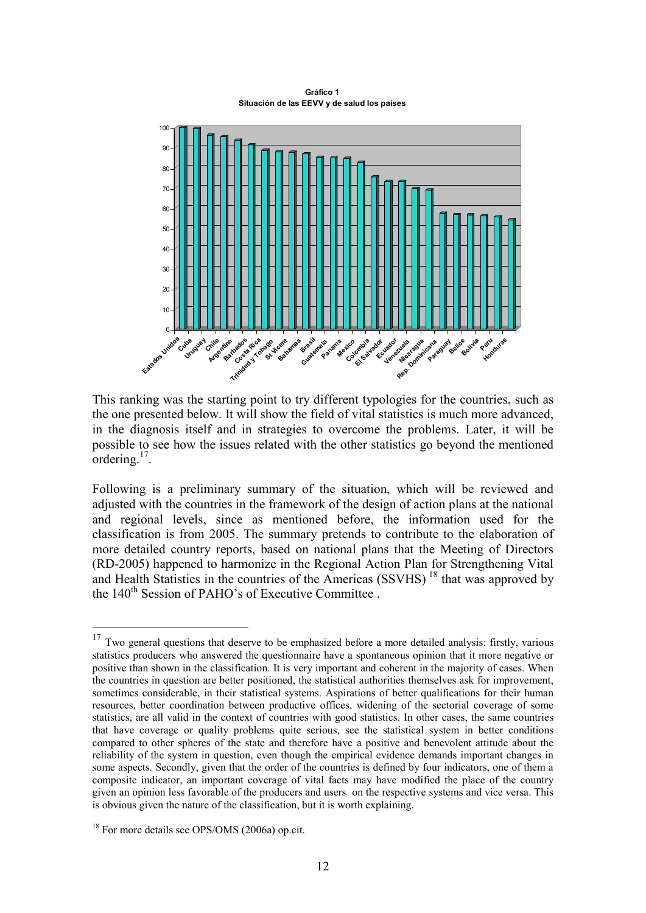**Gráfico 1**
**Situación de las EEVV y de salud los países**

This ranking was the starting point to try different typologies for the countries, such as the one presented below. It will show the field of vital statistics is much more advanced, in the diagnosis itself and in strategies to overcome the problems. Later, it will be possible to see how the issues related with the other statistics go beyond the mentioned ordering.[17].

Following is a preliminary summary of the situation, which will be reviewed and adjusted with the countries in the framework of the design of action plans at the national and regional levels, since as mentioned before, the information used for the classification is from 2005. The summary pretends to contribute to the elaboration of more detailed country reports, based on national plans that the Meeting of Directors (RD-2005) happened to harmonize in the Regional Action Plan for Strengthening Vital and Health Statistics in the countries of the Americas (SSVHS) [18] that was approved by the 140th Session of PAHO's of Executive Committee .

---

[17] Two general questions that deserve to be emphasized before a more detailed analysis: firstly, various statistics producers who answered the questionnaire have a spontaneous opinion that it more negative or positive than shown in the classification. It is very important and coherent in the majority of cases. When the countries in question are better positioned, the statistical authorities themselves ask for improvement, sometimes considerable, in their statistical systems. Aspirations of better qualifications for their human resources, better coordination between productive offices, widening of the sectorial coverage of some statistics, are all valid in the context of countries with good statistics. In other cases, the same countries that have coverage or quality problems quite serious, see the statistical system in better conditions compared to other spheres of the state and therefore have a positive and benevolent attitude about the reliability of the system in question, even though the empirical evidence demands important changes in some aspects. Secondly, given that the order of the countries is defined by four indicators, one of them a composite indicator, an important coverage of vital facts may have modified the place of the country given an opinion less favorable of the producers and users on the respective systems and vice versa. This is obvious given the nature of the classification, but it is worth explaining.

[18] For more details see OPS/OMS (2006a) op.cit.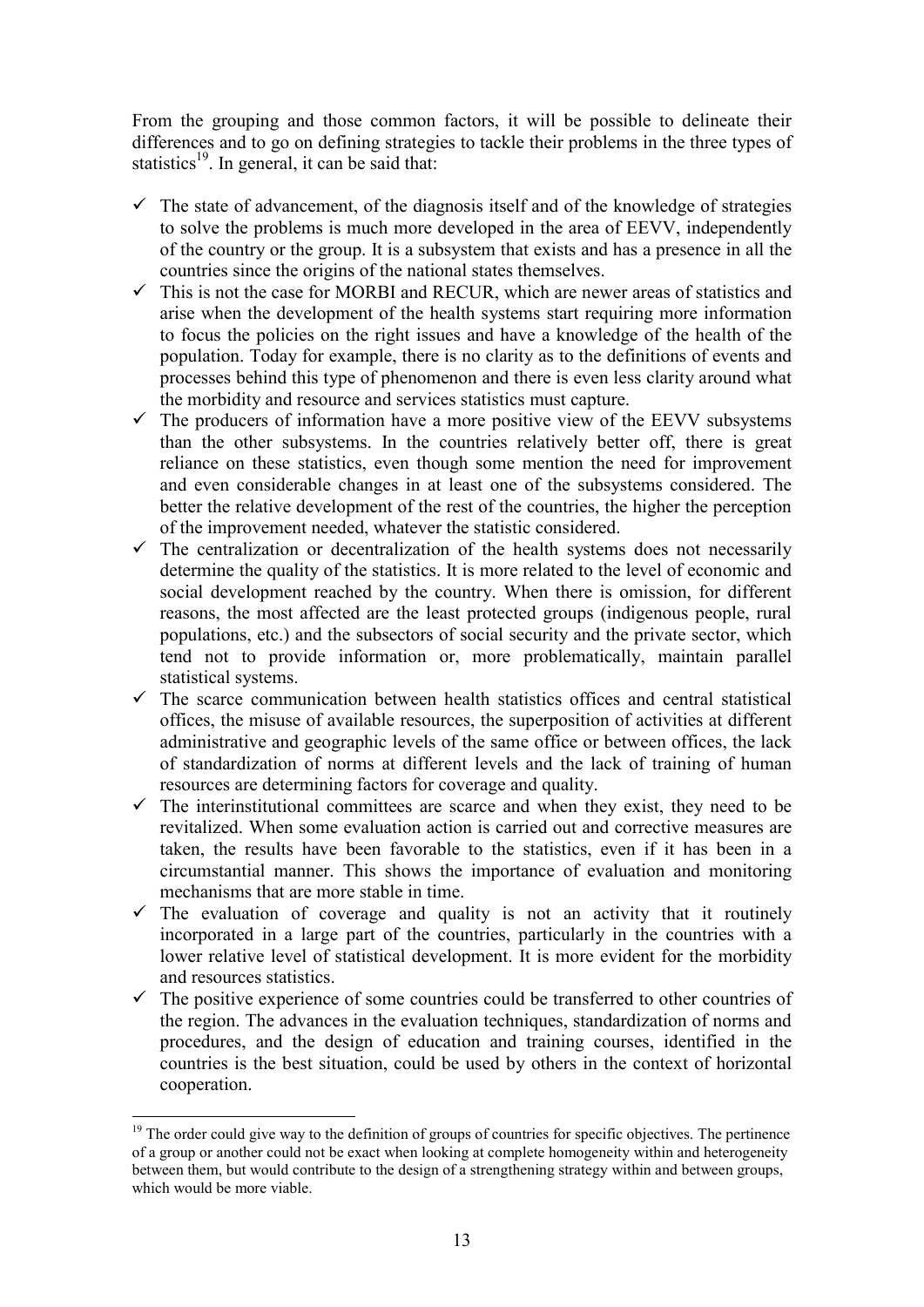From the grouping and those common factors, it will be possible to delineate their differences and to go on defining strategies to tackle their problems in the three types of statistics[19]. In general, it can be said that:

- ✓ The state of advancement, of the diagnosis itself and of the knowledge of strategies to solve the problems is much more developed in the area of EEVV, independently of the country or the group. It is a subsystem that exists and has a presence in all the countries since the origins of the national states themselves.
- ✓ This is not the case for MORBI and RECUR, which are newer areas of statistics and arise when the development of the health systems start requiring more information to focus the policies on the right issues and have a knowledge of the health of the population. Today for example, there is no clarity as to the definitions of events and processes behind this type of phenomenon and there is even less clarity around what the morbidity and resource and services statistics must capture.
- ✓ The producers of information have a more positive view of the EEVV subsystems than the other subsystems. In the countries relatively better off, there is great reliance on these statistics, even though some mention the need for improvement and even considerable changes in at least one of the subsystems considered. The better the relative development of the rest of the countries, the higher the perception of the improvement needed, whatever the statistic considered.
- ✓ The centralization or decentralization of the health systems does not necessarily determine the quality of the statistics. It is more related to the level of economic and social development reached by the country. When there is omission, for different reasons, the most affected are the least protected groups (indigenous people, rural populations, etc.) and the subsectors of social security and the private sector, which tend not to provide information or, more problematically, maintain parallel statistical systems.
- ✓ The scarce communication between health statistics offices and central statistical offices, the misuse of available resources, the superposition of activities at different administrative and geographic levels of the same office or between offices, the lack of standardization of norms at different levels and the lack of training of human resources are determining factors for coverage and quality.
- ✓ The interinstitutional committees are scarce and when they exist, they need to be revitalized. When some evaluation action is carried out and corrective measures are taken, the results have been favorable to the statistics, even if it has been in a circumstantial manner. This shows the importance of evaluation and monitoring mechanisms that are more stable in time.
- ✓ The evaluation of coverage and quality is not an activity that it routinely incorporated in a large part of the countries, particularly in the countries with a lower relative level of statistical development. It is more evident for the morbidity and resources statistics.
- ✓ The positive experience of some countries could be transferred to other countries of the region. The advances in the evaluation techniques, standardization of norms and procedures, and the design of education and training courses, identified in the countries is the best situation, could be used by others in the context of horizontal cooperation.

---

[19] The order could give way to the definition of groups of countries for specific objectives. The pertinence of a group or another could not be exact when looking at complete homogeneity within and heterogeneity between them, but would contribute to the design of a strengthening strategy within and between groups, which would be more viable.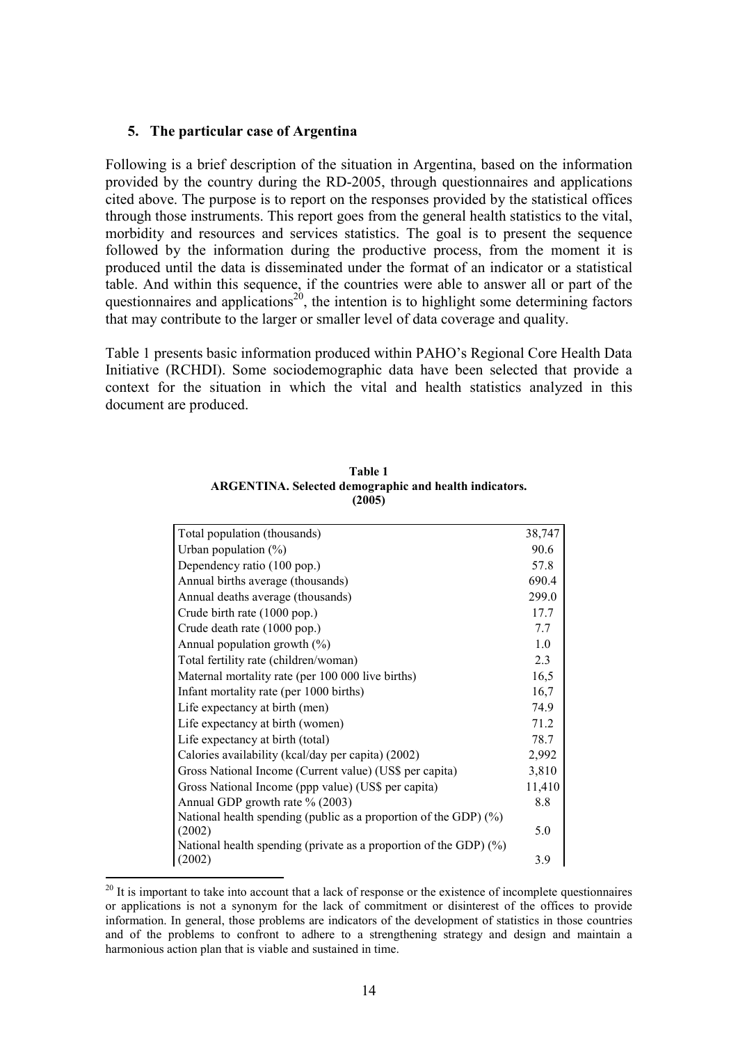## 5. The particular case of Argentina

Following is a brief description of the situation in Argentina, based on the information provided by the country during the RD-2005, through questionnaires and applications cited above. The purpose is to report on the responses provided by the statistical offices through those instruments. This report goes from the general health statistics to the vital, morbidity and resources and services statistics. The goal is to present the sequence followed by the information during the productive process, from the moment it is produced until the data is disseminated under the format of an indicator or a statistical table. And within this sequence, if the countries were able to answer all or part of the questionnaires and applications[20], the intention is to highlight some determining factors that may contribute to the larger or smaller level of data coverage and quality.

Table 1 presents basic information produced within PAHO's Regional Core Health Data Initiative (RCHDI). Some sociodemographic data have been selected that provide a context for the situation in which the vital and health statistics analyzed in this document are produced.

**Table 1**
**ARGENTINA. Selected demographic and health indicators.**
**(2005)**

| Indicator | Value |
|---|---|
| Total population (thousands) | 38,747 |
| Urban population (%) | 90.6 |
| Dependency ratio (100 pop.) | 57.8 |
| Annual births average (thousands) | 690.4 |
| Annual deaths average (thousands) | 299.0 |
| Crude birth rate (1000 pop.) | 17.7 |
| Crude death rate (1000 pop.) | 7.7 |
| Annual population growth (%) | 1.0 |
| Total fertility rate (children/woman) | 2.3 |
| Maternal mortality rate (per 100 000 live births) | 16,5 |
| Infant mortality rate (per 1000 births) | 16,7 |
| Life expectancy at birth (men) | 74.9 |
| Life expectancy at birth (women) | 71.2 |
| Life expectancy at birth (total) | 78.7 |
| Calories availability (kcal/day per capita) (2002) | 2,992 |
| Gross National Income (Current value) (US$ per capita) | 3,810 |
| Gross National Income (ppp value) (US$ per capita) | 11,410 |
| Annual GDP growth rate % (2003) | 8.8 |
| National health spending (public as a proportion of the GDP) (%) (2002) | 5.0 |
| National health spending (private as a proportion of the GDP) (%) (2002) | 3.9 |

[20] It is important to take into account that a lack of response or the existence of incomplete questionnaires or applications is not a synonym for the lack of commitment or disinterest of the offices to provide information. In general, those problems are indicators of the development of statistics in those countries and of the problems to confront to adhere to a strengthening strategy and design and maintain a harmonious action plan that is viable and sustained in time.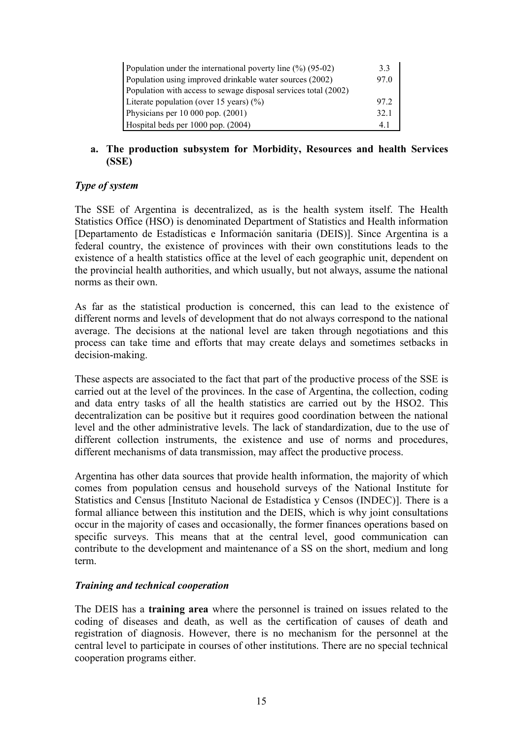| | |
|---|---|
| Population under the international poverty line (%) (95-02) | 3.3 |
| Population using improved drinkable water sources (2002) | 97.0 |
| Population with access to sewage disposal services total (2002) | |
| Literate population (over 15 years) (%) | 97.2 |
| Physicians per 10 000 pop. (2001) | 32.1 |
| Hospital beds per 1000 pop. (2004) | 4.1 |

**a. The production subsystem for Morbidity, Resources and health Services (SSE)**

***Type of system***

The SSE of Argentina is decentralized, as is the health system itself. The Health Statistics Office (HSO) is denominated Department of Statistics and Health information [Departamento de Estadísticas e Información sanitaria (DEIS)]. Since Argentina is a federal country, the existence of provinces with their own constitutions leads to the existence of a health statistics office at the level of each geographic unit, dependent on the provincial health authorities, and which usually, but not always, assume the national norms as their own.

As far as the statistical production is concerned, this can lead to the existence of different norms and levels of development that do not always correspond to the national average. The decisions at the national level are taken through negotiations and this process can take time and efforts that may create delays and sometimes setbacks in decision-making.

These aspects are associated to the fact that part of the productive process of the SSE is carried out at the level of the provinces. In the case of Argentina, the collection, coding and data entry tasks of all the health statistics are carried out by the HSO2. This decentralization can be positive but it requires good coordination between the national level and the other administrative levels. The lack of standardization, due to the use of different collection instruments, the existence and use of norms and procedures, different mechanisms of data transmission, may affect the productive process.

Argentina has other data sources that provide health information, the majority of which comes from population census and household surveys of the National Institute for Statistics and Census [Instituto Nacional de Estadística y Censos (INDEC)]. There is a formal alliance between this institution and the DEIS, which is why joint consultations occur in the majority of cases and occasionally, the former finances operations based on specific surveys. This means that at the central level, good communication can contribute to the development and maintenance of a SS on the short, medium and long term.

***Training and technical cooperation***

The DEIS has a **training area** where the personnel is trained on issues related to the coding of diseases and death, as well as the certification of causes of death and registration of diagnosis. However, there is no mechanism for the personnel at the central level to participate in courses of other institutions. There are no special technical cooperation programs either.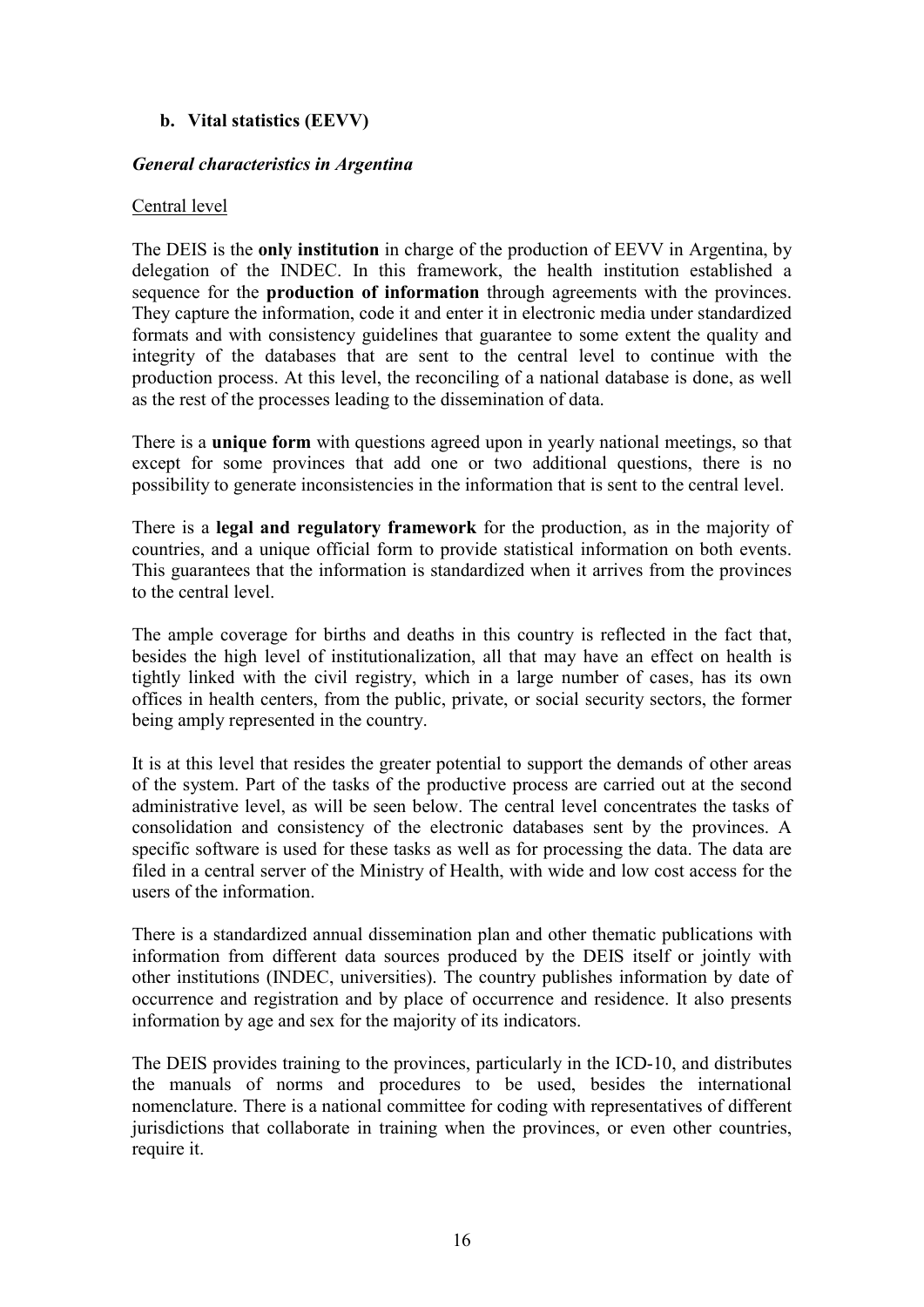### b. Vital statistics (EEVV)

***General characteristics in Argentina***

Central level

The DEIS is the **only institution** in charge of the production of EEVV in Argentina, by delegation of the INDEC. In this framework, the health institution established a sequence for the **production of information** through agreements with the provinces. They capture the information, code it and enter it in electronic media under standardized formats and with consistency guidelines that guarantee to some extent the quality and integrity of the databases that are sent to the central level to continue with the production process. At this level, the reconciling of a national database is done, as well as the rest of the processes leading to the dissemination of data.

There is a **unique form** with questions agreed upon in yearly national meetings, so that except for some provinces that add one or two additional questions, there is no possibility to generate inconsistencies in the information that is sent to the central level.

There is a **legal and regulatory framework** for the production, as in the majority of countries, and a unique official form to provide statistical information on both events. This guarantees that the information is standardized when it arrives from the provinces to the central level.

The ample coverage for births and deaths in this country is reflected in the fact that, besides the high level of institutionalization, all that may have an effect on health is tightly linked with the civil registry, which in a large number of cases, has its own offices in health centers, from the public, private, or social security sectors, the former being amply represented in the country.

It is at this level that resides the greater potential to support the demands of other areas of the system. Part of the tasks of the productive process are carried out at the second administrative level, as will be seen below. The central level concentrates the tasks of consolidation and consistency of the electronic databases sent by the provinces. A specific software is used for these tasks as well as for processing the data. The data are filed in a central server of the Ministry of Health, with wide and low cost access for the users of the information.

There is a standardized annual dissemination plan and other thematic publications with information from different data sources produced by the DEIS itself or jointly with other institutions (INDEC, universities). The country publishes information by date of occurrence and registration and by place of occurrence and residence. It also presents information by age and sex for the majority of its indicators.

The DEIS provides training to the provinces, particularly in the ICD-10, and distributes the manuals of norms and procedures to be used, besides the international nomenclature. There is a national committee for coding with representatives of different jurisdictions that collaborate in training when the provinces, or even other countries, require it.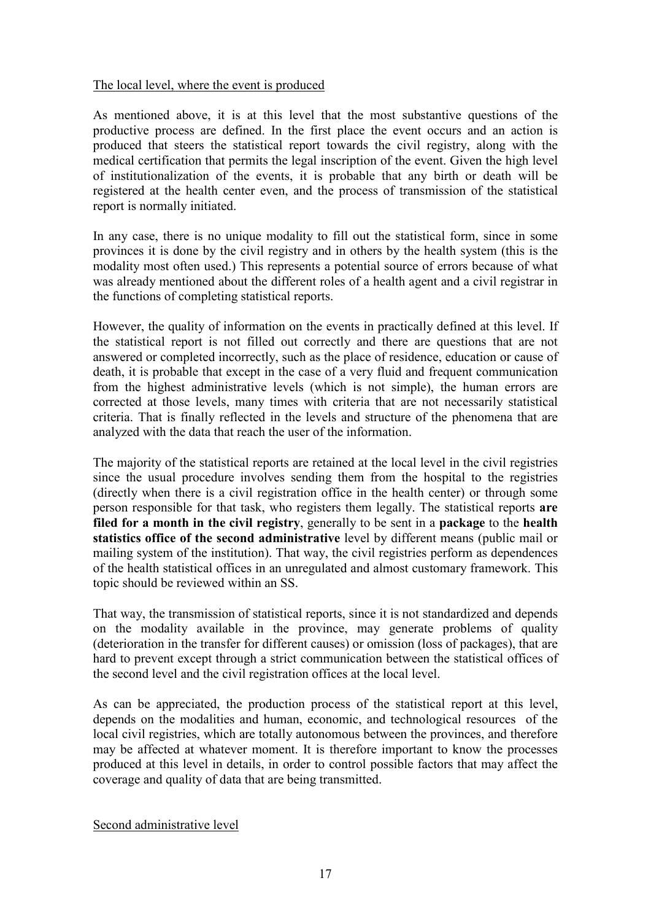The local level, where the event is produced

As mentioned above, it is at this level that the most substantive questions of the productive process are defined. In the first place the event occurs and an action is produced that steers the statistical report towards the civil registry, along with the medical certification that permits the legal inscription of the event. Given the high level of institutionalization of the events, it is probable that any birth or death will be registered at the health center even, and the process of transmission of the statistical report is normally initiated.

In any case, there is no unique modality to fill out the statistical form, since in some provinces it is done by the civil registry and in others by the health system (this is the modality most often used.) This represents a potential source of errors because of what was already mentioned about the different roles of a health agent and a civil registrar in the functions of completing statistical reports.

However, the quality of information on the events in practically defined at this level. If the statistical report is not filled out correctly and there are questions that are not answered or completed incorrectly, such as the place of residence, education or cause of death, it is probable that except in the case of a very fluid and frequent communication from the highest administrative levels (which is not simple), the human errors are corrected at those levels, many times with criteria that are not necessarily statistical criteria. That is finally reflected in the levels and structure of the phenomena that are analyzed with the data that reach the user of the information.

The majority of the statistical reports are retained at the local level in the civil registries since the usual procedure involves sending them from the hospital to the registries (directly when there is a civil registration office in the health center) or through some person responsible for that task, who registers them legally. The statistical reports **are filed for a month in the civil registry**, generally to be sent in a **package** to the **health statistics office of the second administrative** level by different means (public mail or mailing system of the institution). That way, the civil registries perform as dependences of the health statistical offices in an unregulated and almost customary framework. This topic should be reviewed within an SS.

That way, the transmission of statistical reports, since it is not standardized and depends on the modality available in the province, may generate problems of quality (deterioration in the transfer for different causes) or omission (loss of packages), that are hard to prevent except through a strict communication between the statistical offices of the second level and the civil registration offices at the local level.

As can be appreciated, the production process of the statistical report at this level, depends on the modalities and human, economic, and technological resources of the local civil registries, which are totally autonomous between the provinces, and therefore may be affected at whatever moment. It is therefore important to know the processes produced at this level in details, in order to control possible factors that may affect the coverage and quality of data that are being transmitted.

Second administrative level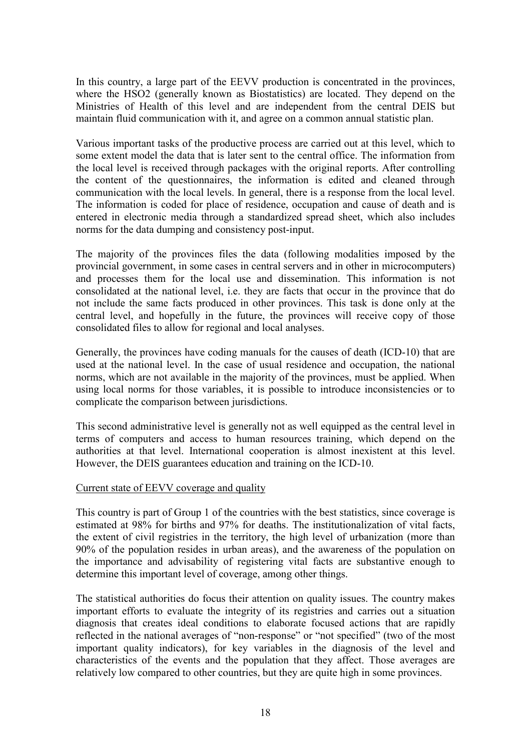In this country, a large part of the EEVV production is concentrated in the provinces, where the HSO2 (generally known as Biostatistics) are located. They depend on the Ministries of Health of this level and are independent from the central DEIS but maintain fluid communication with it, and agree on a common annual statistic plan.

Various important tasks of the productive process are carried out at this level, which to some extent model the data that is later sent to the central office. The information from the local level is received through packages with the original reports. After controlling the content of the questionnaires, the information is edited and cleaned through communication with the local levels. In general, there is a response from the local level. The information is coded for place of residence, occupation and cause of death and is entered in electronic media through a standardized spread sheet, which also includes norms for the data dumping and consistency post-input.

The majority of the provinces files the data (following modalities imposed by the provincial government, in some cases in central servers and in other in microcomputers) and processes them for the local use and dissemination. This information is not consolidated at the national level, i.e. they are facts that occur in the province that do not include the same facts produced in other provinces. This task is done only at the central level, and hopefully in the future, the provinces will receive copy of those consolidated files to allow for regional and local analyses.

Generally, the provinces have coding manuals for the causes of death (ICD-10) that are used at the national level. In the case of usual residence and occupation, the national norms, which are not available in the majority of the provinces, must be applied. When using local norms for those variables, it is possible to introduce inconsistencies or to complicate the comparison between jurisdictions.

This second administrative level is generally not as well equipped as the central level in terms of computers and access to human resources training, which depend on the authorities at that level. International cooperation is almost inexistent at this level. However, the DEIS guarantees education and training on the ICD-10.

Current state of EEVV coverage and quality

This country is part of Group 1 of the countries with the best statistics, since coverage is estimated at 98% for births and 97% for deaths. The institutionalization of vital facts, the extent of civil registries in the territory, the high level of urbanization (more than 90% of the population resides in urban areas), and the awareness of the population on the importance and advisability of registering vital facts are substantive enough to determine this important level of coverage, among other things.

The statistical authorities do focus their attention on quality issues. The country makes important efforts to evaluate the integrity of its registries and carries out a situation diagnosis that creates ideal conditions to elaborate focused actions that are rapidly reflected in the national averages of "non-response" or "not specified" (two of the most important quality indicators), for key variables in the diagnosis of the level and characteristics of the events and the population that they affect. Those averages are relatively low compared to other countries, but they are quite high in some provinces.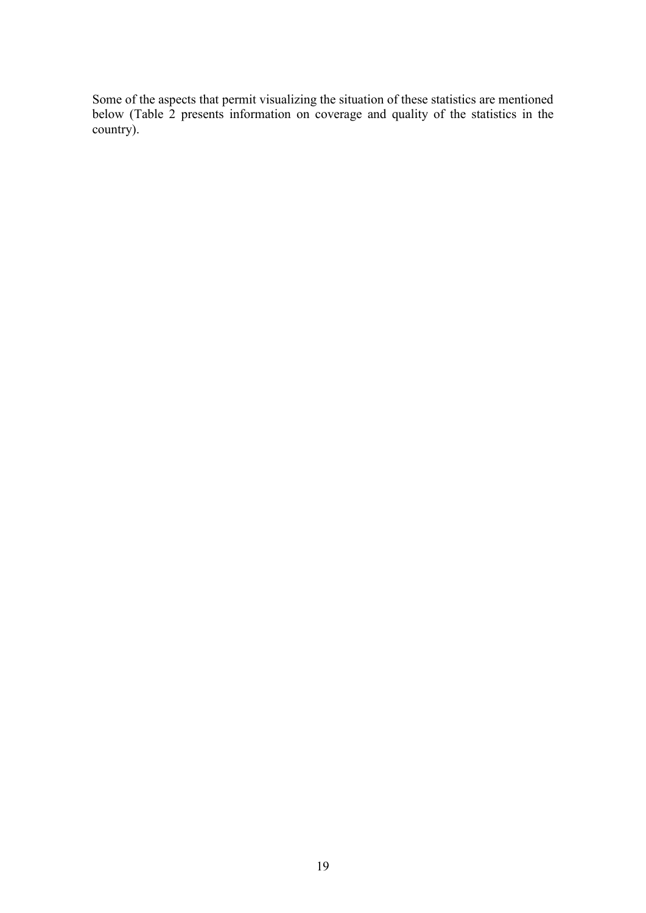Some of the aspects that permit visualizing the situation of these statistics are mentioned below (Table 2 presents information on coverage and quality of the statistics in the country).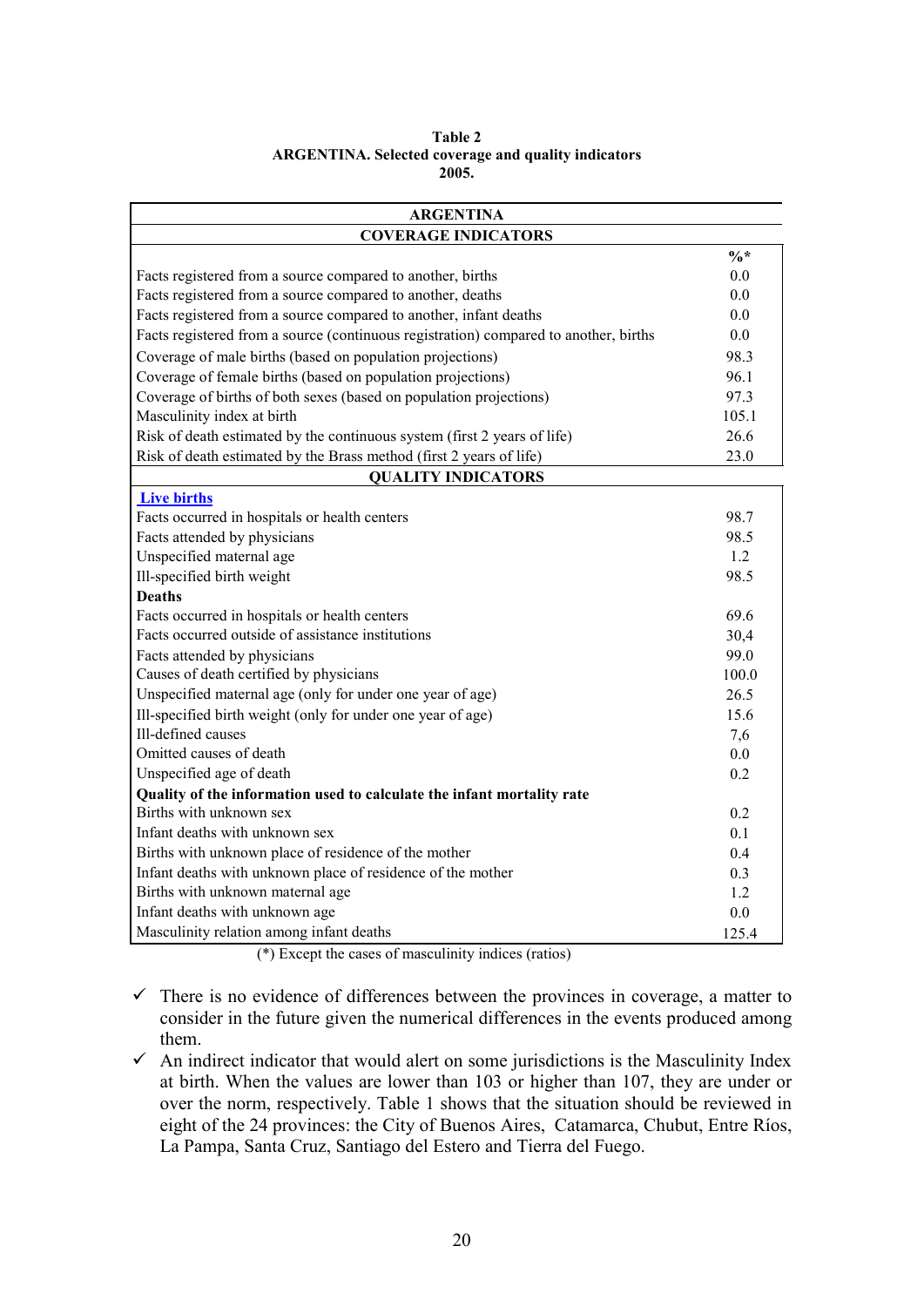**Table 2**
**ARGENTINA. Selected coverage and quality indicators**
**2005.**

| ARGENTINA | |
|---|---|
| **COVERAGE INDICATORS** | |
| | **%*** |
| Facts registered from a source compared to another, births | 0.0 |
| Facts registered from a source compared to another, deaths | 0.0 |
| Facts registered from a source compared to another, infant deaths | 0.0 |
| Facts registered from a source (continuous registration) compared to another, births | 0.0 |
| Coverage of male births (based on population projections) | 98.3 |
| Coverage of female births (based on population projections) | 96.1 |
| Coverage of births of both sexes (based on population projections) | 97.3 |
| Masculinity index at birth | 105.1 |
| Risk of death estimated by the continuous system (first 2 years of life) | 26.6 |
| Risk of death estimated by the Brass method (first 2 years of life) | 23.0 |
| **QUALITY INDICATORS** | |
| **Live births** | |
| Facts occurred in hospitals or health centers | 98.7 |
| Facts attended by physicians | 98.5 |
| Unspecified maternal age | 1.2 |
| Ill-specified birth weight | 98.5 |
| **Deaths** | |
| Facts occurred in hospitals or health centers | 69.6 |
| Facts occurred outside of assistance institutions | 30,4 |
| Facts attended by physicians | 99.0 |
| Causes of death certified by physicians | 100.0 |
| Unspecified maternal age (only for under one year of age) | 26.5 |
| Ill-specified birth weight (only for under one year of age) | 15.6 |
| Ill-defined causes | 7,6 |
| Omitted causes of death | 0.0 |
| Unspecified age of death | 0.2 |
| **Quality of the information used to calculate the infant mortality rate** | |
| Births with unknown sex | 0.2 |
| Infant deaths with unknown sex | 0.1 |
| Births with unknown place of residence of the mother | 0.4 |
| Infant deaths with unknown place of residence of the mother | 0.3 |
| Births with unknown maternal age | 1.2 |
| Infant deaths with unknown age | 0.0 |
| Masculinity relation among infant deaths | 125.4 |

(*) Except the cases of masculinity indices (ratios)

- ✓ There is no evidence of differences between the provinces in coverage, a matter to consider in the future given the numerical differences in the events produced among them.
- ✓ An indirect indicator that would alert on some jurisdictions is the Masculinity Index at birth. When the values are lower than 103 or higher than 107, they are under or over the norm, respectively. Table 1 shows that the situation should be reviewed in eight of the 24 provinces: the City of Buenos Aires, Catamarca, Chubut, Entre Ríos, La Pampa, Santa Cruz, Santiago del Estero and Tierra del Fuego.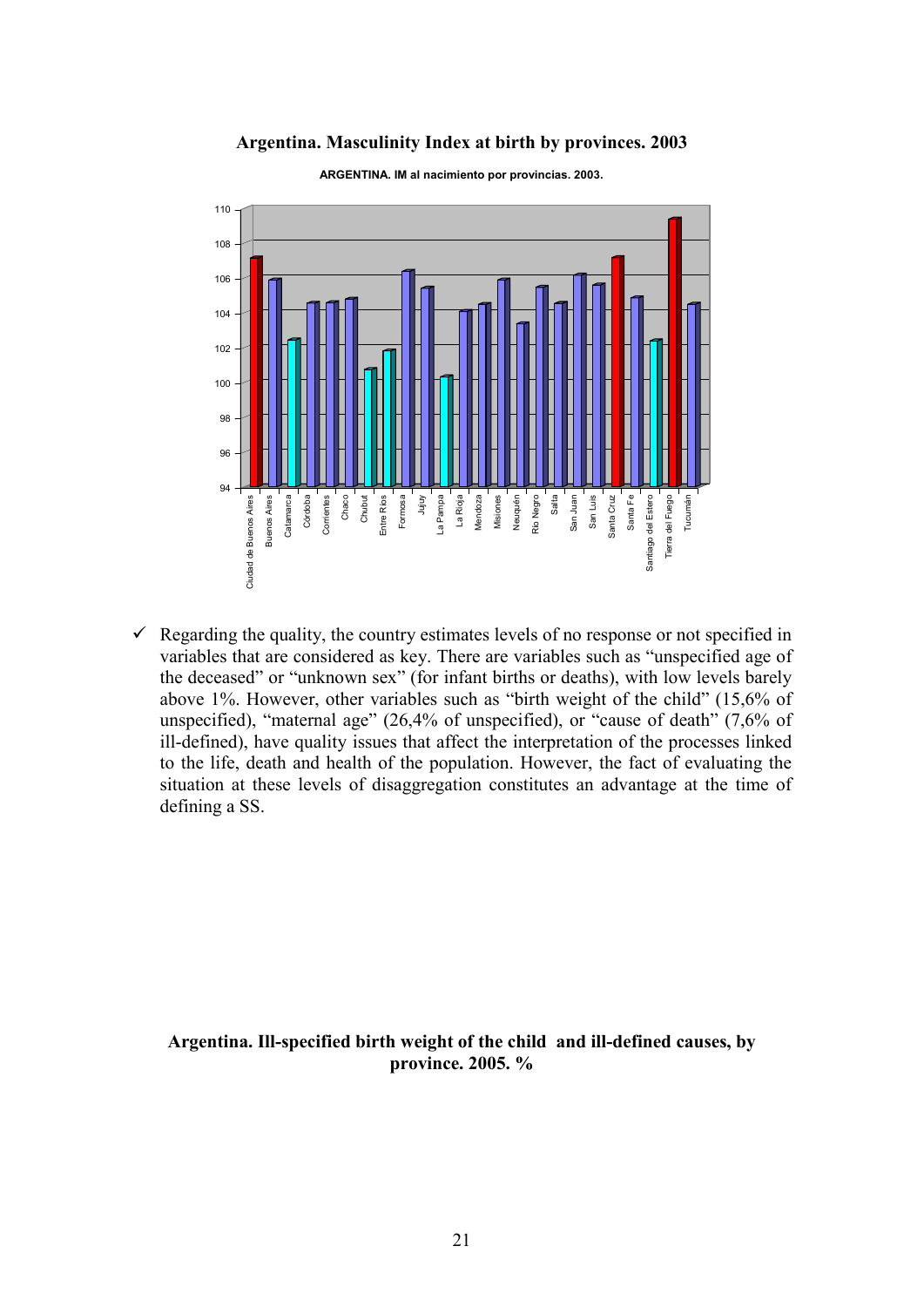**Argentina. Masculinity Index at birth by provinces. 2003**

- Regarding the quality, the country estimates levels of no response or not specified in variables that are considered as key. There are variables such as "unspecified age of the deceased" or "unknown sex" (for infant births or deaths), with low levels barely above 1%. However, other variables such as "birth weight of the child" (15,6% of unspecified), "maternal age" (26,4% of unspecified), or "cause of death" (7,6% of ill-defined), have quality issues that affect the interpretation of the processes linked to the life, death and health of the population. However, the fact of evaluating the situation at these levels of disaggregation constitutes an advantage at the time of defining a SS.

**Argentina. Ill-specified birth weight of the child and ill-defined causes, by province. 2005. %**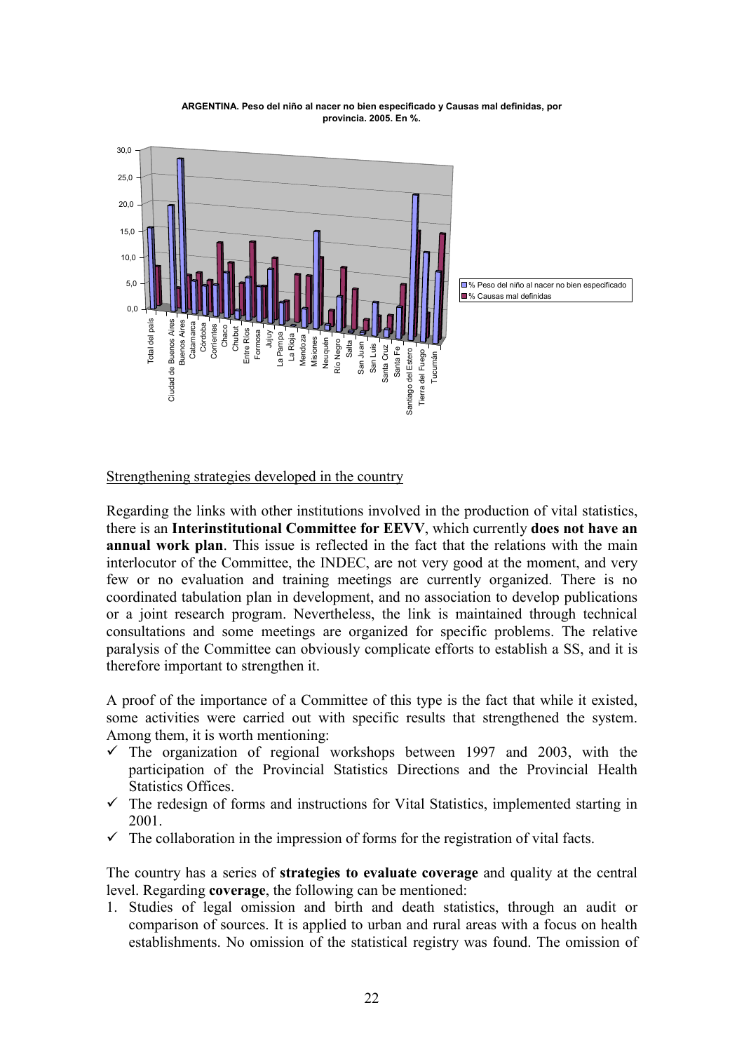**ARGENTINA. Peso del niño al nacer no bien especificado y Causas mal definidas, por provincia. 2005. En %.**

Strengthening strategies developed in the country

Regarding the links with other institutions involved in the production of vital statistics, there is an **Interinstitutional Committee for EEVV**, which currently **does not have an annual work plan**. This issue is reflected in the fact that the relations with the main interlocutor of the Committee, the INDEC, are not very good at the moment, and very few or no evaluation and training meetings are currently organized. There is no coordinated tabulation plan in development, and no association to develop publications or a joint research program. Nevertheless, the link is maintained through technical consultations and some meetings are organized for specific problems. The relative paralysis of the Committee can obviously complicate efforts to establish a SS, and it is therefore important to strengthen it.

A proof of the importance of a Committee of this type is the fact that while it existed, some activities were carried out with specific results that strengthened the system. Among them, it is worth mentioning:

- ✓ The organization of regional workshops between 1997 and 2003, with the participation of the Provincial Statistics Directions and the Provincial Health Statistics Offices.
- ✓ The redesign of forms and instructions for Vital Statistics, implemented starting in 2001.
- ✓ The collaboration in the impression of forms for the registration of vital facts.

The country has a series of **strategies to evaluate coverage** and quality at the central level. Regarding **coverage**, the following can be mentioned:

1. Studies of legal omission and birth and death statistics, through an audit or comparison of sources. It is applied to urban and rural areas with a focus on health establishments. No omission of the statistical registry was found. The omission of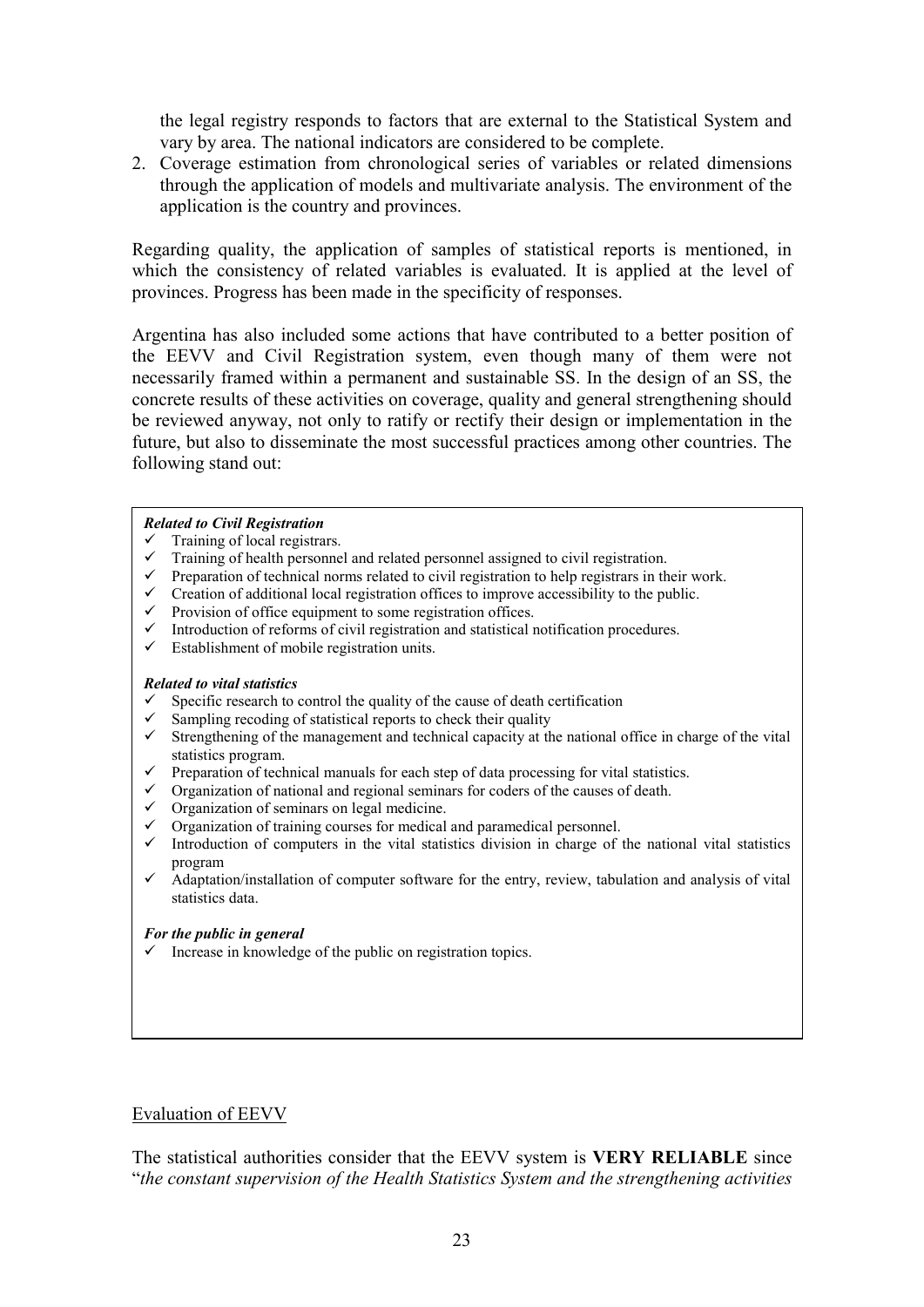the legal registry responds to factors that are external to the Statistical System and vary by area. The national indicators are considered to be complete.

2. Coverage estimation from chronological series of variables or related dimensions through the application of models and multivariate analysis. The environment of the application is the country and provinces.

Regarding quality, the application of samples of statistical reports is mentioned, in which the consistency of related variables is evaluated. It is applied at the level of provinces. Progress has been made in the specificity of responses.

Argentina has also included some actions that have contributed to a better position of the EEVV and Civil Registration system, even though many of them were not necessarily framed within a permanent and sustainable SS. In the design of an SS, the concrete results of these activities on coverage, quality and general strengthening should be reviewed anyway, not only to ratify or rectify their design or implementation in the future, but also to disseminate the most successful practices among other countries. The following stand out:

***Related to Civil Registration***

- ✓ Training of local registrars.
- ✓ Training of health personnel and related personnel assigned to civil registration.
- ✓ Preparation of technical norms related to civil registration to help registrars in their work.
- ✓ Creation of additional local registration offices to improve accessibility to the public.
- ✓ Provision of office equipment to some registration offices.
- ✓ Introduction of reforms of civil registration and statistical notification procedures.
- ✓ Establishment of mobile registration units.

***Related to vital statistics***

- ✓ Specific research to control the quality of the cause of death certification
- ✓ Sampling recoding of statistical reports to check their quality
- ✓ Strengthening of the management and technical capacity at the national office in charge of the vital statistics program.
- ✓ Preparation of technical manuals for each step of data processing for vital statistics.
- ✓ Organization of national and regional seminars for coders of the causes of death.
- ✓ Organization of seminars on legal medicine.
- ✓ Organization of training courses for medical and paramedical personnel.
- ✓ Introduction of computers in the vital statistics division in charge of the national vital statistics program
- ✓ Adaptation/installation of computer software for the entry, review, tabulation and analysis of vital statistics data.

***For the public in general***

- ✓ Increase in knowledge of the public on registration topics.

Evaluation of EEVV

The statistical authorities consider that the EEVV system is **VERY RELIABLE** since "*the constant supervision of the Health Statistics System and the strengthening activities*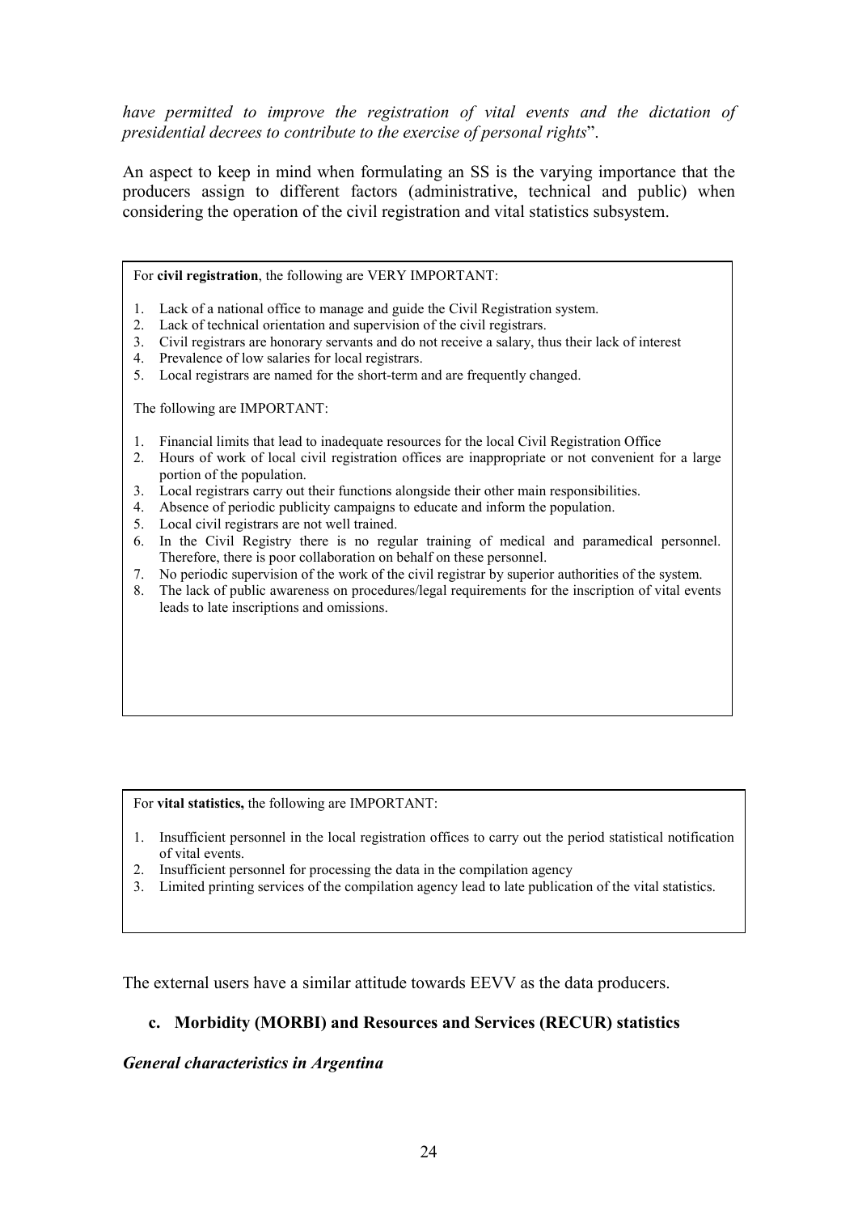*have permitted to improve the registration of vital events and the dictation of presidential decrees to contribute to the exercise of personal rights*".

An aspect to keep in mind when formulating an SS is the varying importance that the producers assign to different factors (administrative, technical and public) when considering the operation of the civil registration and vital statistics subsystem.

For **civil registration**, the following are VERY IMPORTANT:

1. Lack of a national office to manage and guide the Civil Registration system.
2. Lack of technical orientation and supervision of the civil registrars.
3. Civil registrars are honorary servants and do not receive a salary, thus their lack of interest
4. Prevalence of low salaries for local registrars.
5. Local registrars are named for the short-term and are frequently changed.

The following are IMPORTANT:

1. Financial limits that lead to inadequate resources for the local Civil Registration Office
2. Hours of work of local civil registration offices are inappropriate or not convenient for a large portion of the population.
3. Local registrars carry out their functions alongside their other main responsibilities.
4. Absence of periodic publicity campaigns to educate and inform the population.
5. Local civil registrars are not well trained.
6. In the Civil Registry there is no regular training of medical and paramedical personnel. Therefore, there is poor collaboration on behalf on these personnel.
7. No periodic supervision of the work of the civil registrar by superior authorities of the system.
8. The lack of public awareness on procedures/legal requirements for the inscription of vital events leads to late inscriptions and omissions.

For **vital statistics,** the following are IMPORTANT:

1. Insufficient personnel in the local registration offices to carry out the period statistical notification of vital events.
2. Insufficient personnel for processing the data in the compilation agency
3. Limited printing services of the compilation agency lead to late publication of the vital statistics.

The external users have a similar attitude towards EEVV as the data producers.

### c. Morbidity (MORBI) and Resources and Services (RECUR) statistics

#### *General characteristics in Argentina*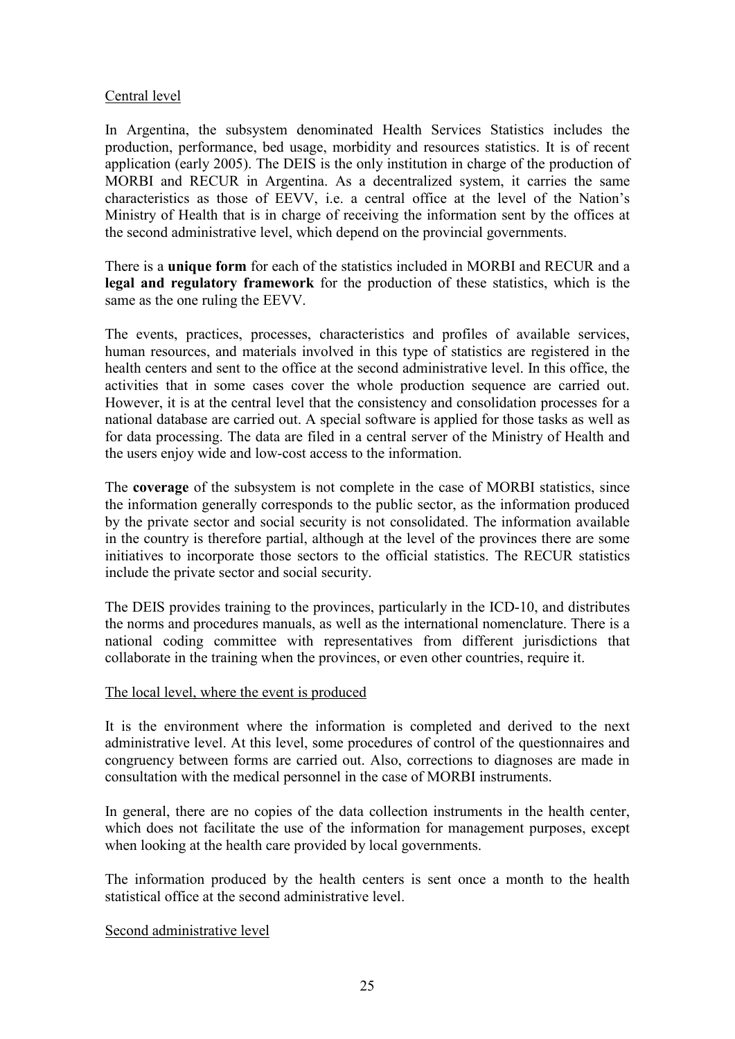Central level

In Argentina, the subsystem denominated Health Services Statistics includes the production, performance, bed usage, morbidity and resources statistics. It is of recent application (early 2005). The DEIS is the only institution in charge of the production of MORBI and RECUR in Argentina. As a decentralized system, it carries the same characteristics as those of EEVV, i.e. a central office at the level of the Nation's Ministry of Health that is in charge of receiving the information sent by the offices at the second administrative level, which depend on the provincial governments.

There is a **unique form** for each of the statistics included in MORBI and RECUR and a **legal and regulatory framework** for the production of these statistics, which is the same as the one ruling the EEVV.

The events, practices, processes, characteristics and profiles of available services, human resources, and materials involved in this type of statistics are registered in the health centers and sent to the office at the second administrative level. In this office, the activities that in some cases cover the whole production sequence are carried out. However, it is at the central level that the consistency and consolidation processes for a national database are carried out. A special software is applied for those tasks as well as for data processing. The data are filed in a central server of the Ministry of Health and the users enjoy wide and low-cost access to the information.

The **coverage** of the subsystem is not complete in the case of MORBI statistics, since the information generally corresponds to the public sector, as the information produced by the private sector and social security is not consolidated. The information available in the country is therefore partial, although at the level of the provinces there are some initiatives to incorporate those sectors to the official statistics. The RECUR statistics include the private sector and social security.

The DEIS provides training to the provinces, particularly in the ICD-10, and distributes the norms and procedures manuals, as well as the international nomenclature. There is a national coding committee with representatives from different jurisdictions that collaborate in the training when the provinces, or even other countries, require it.

The local level, where the event is produced

It is the environment where the information is completed and derived to the next administrative level. At this level, some procedures of control of the questionnaires and congruency between forms are carried out. Also, corrections to diagnoses are made in consultation with the medical personnel in the case of MORBI instruments.

In general, there are no copies of the data collection instruments in the health center, which does not facilitate the use of the information for management purposes, except when looking at the health care provided by local governments.

The information produced by the health centers is sent once a month to the health statistical office at the second administrative level.

Second administrative level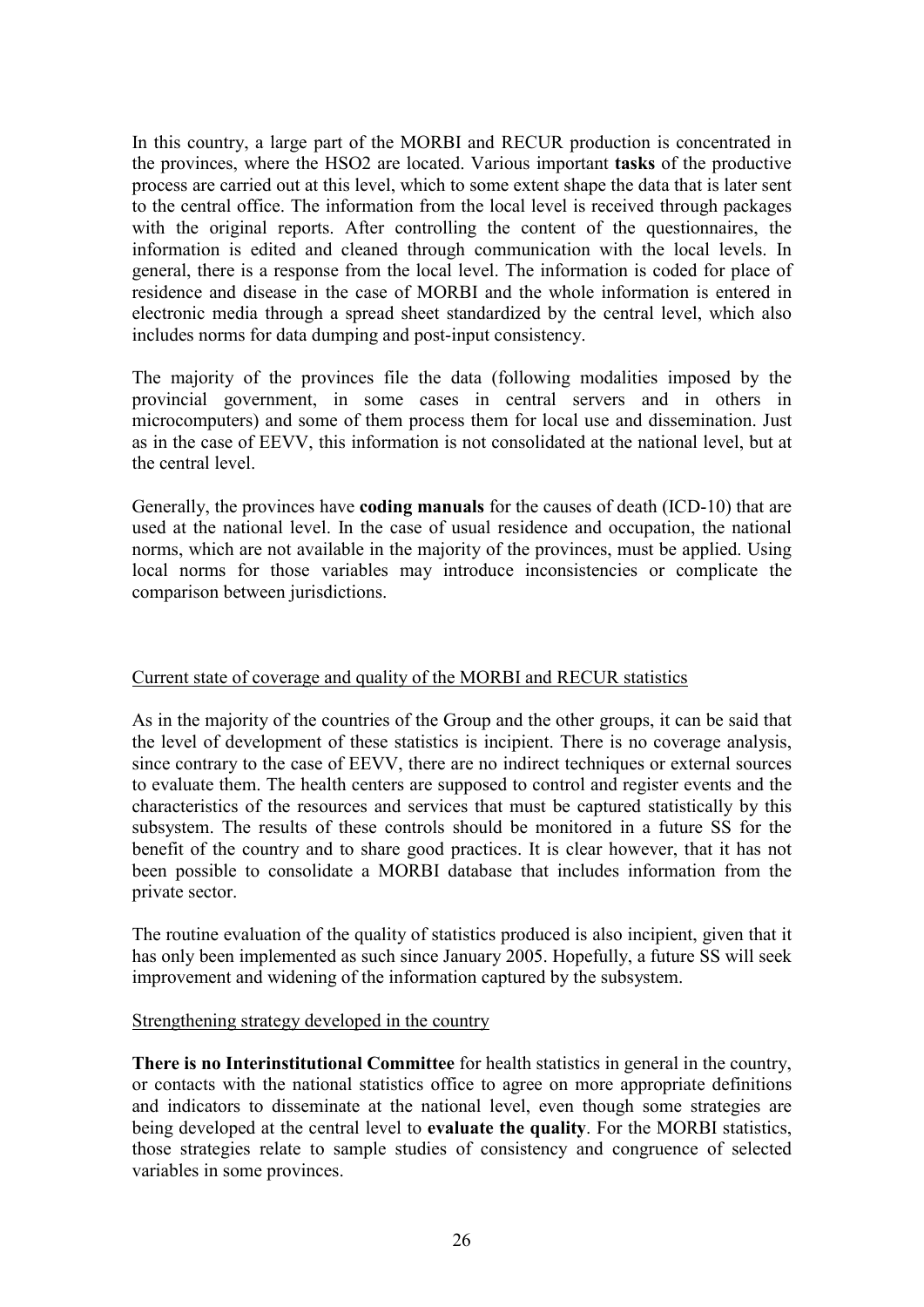In this country, a large part of the MORBI and RECUR production is concentrated in the provinces, where the HSO2 are located. Various important **tasks** of the productive process are carried out at this level, which to some extent shape the data that is later sent to the central office. The information from the local level is received through packages with the original reports. After controlling the content of the questionnaires, the information is edited and cleaned through communication with the local levels. In general, there is a response from the local level. The information is coded for place of residence and disease in the case of MORBI and the whole information is entered in electronic media through a spread sheet standardized by the central level, which also includes norms for data dumping and post-input consistency.

The majority of the provinces file the data (following modalities imposed by the provincial government, in some cases in central servers and in others in microcomputers) and some of them process them for local use and dissemination. Just as in the case of EEVV, this information is not consolidated at the national level, but at the central level.

Generally, the provinces have **coding manuals** for the causes of death (ICD-10) that are used at the national level. In the case of usual residence and occupation, the national norms, which are not available in the majority of the provinces, must be applied. Using local norms for those variables may introduce inconsistencies or complicate the comparison between jurisdictions.

Current state of coverage and quality of the MORBI and RECUR statistics

As in the majority of the countries of the Group and the other groups, it can be said that the level of development of these statistics is incipient. There is no coverage analysis, since contrary to the case of EEVV, there are no indirect techniques or external sources to evaluate them. The health centers are supposed to control and register events and the characteristics of the resources and services that must be captured statistically by this subsystem. The results of these controls should be monitored in a future SS for the benefit of the country and to share good practices. It is clear however, that it has not been possible to consolidate a MORBI database that includes information from the private sector.

The routine evaluation of the quality of statistics produced is also incipient, given that it has only been implemented as such since January 2005. Hopefully, a future SS will seek improvement and widening of the information captured by the subsystem.

Strengthening strategy developed in the country

**There is no Interinstitutional Committee** for health statistics in general in the country, or contacts with the national statistics office to agree on more appropriate definitions and indicators to disseminate at the national level, even though some strategies are being developed at the central level to **evaluate the quality**. For the MORBI statistics, those strategies relate to sample studies of consistency and congruence of selected variables in some provinces.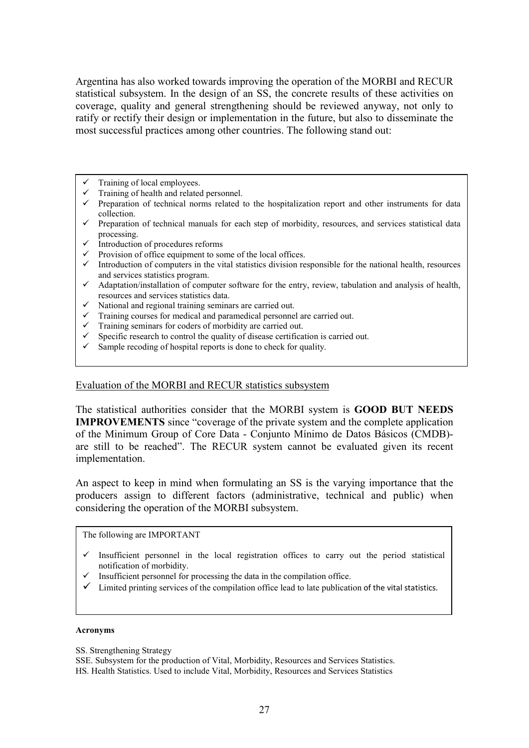Argentina has also worked towards improving the operation of the MORBI and RECUR statistical subsystem. In the design of an SS, the concrete results of these activities on coverage, quality and general strengthening should be reviewed anyway, not only to ratify or rectify their design or implementation in the future, but also to disseminate the most successful practices among other countries. The following stand out:

- ✓ Training of local employees.
- ✓ Training of health and related personnel.
- ✓ Preparation of technical norms related to the hospitalization report and other instruments for data collection.
- ✓ Preparation of technical manuals for each step of morbidity, resources, and services statistical data processing.
- ✓ Introduction of procedures reforms
- ✓ Provision of office equipment to some of the local offices.
- ✓ Introduction of computers in the vital statistics division responsible for the national health, resources and services statistics program.
- ✓ Adaptation/installation of computer software for the entry, review, tabulation and analysis of health, resources and services statistics data.
- ✓ National and regional training seminars are carried out.
- ✓ Training courses for medical and paramedical personnel are carried out.
- ✓ Training seminars for coders of morbidity are carried out.
- ✓ Specific research to control the quality of disease certification is carried out.
- ✓ Sample recoding of hospital reports is done to check for quality.

Evaluation of the MORBI and RECUR statistics subsystem

The statistical authorities consider that the MORBI system is **GOOD BUT NEEDS IMPROVEMENTS** since "coverage of the private system and the complete application of the Minimum Group of Core Data - Conjunto Mínimo de Datos Básicos (CMDB)- are still to be reached". The RECUR system cannot be evaluated given its recent implementation.

An aspect to keep in mind when formulating an SS is the varying importance that the producers assign to different factors (administrative, technical and public) when considering the operation of the MORBI subsystem.

The following are IMPORTANT

- ✓ Insufficient personnel in the local registration offices to carry out the period statistical notification of morbidity.
- ✓ Insufficient personnel for processing the data in the compilation office.
- ✓ Limited printing services of the compilation office lead to late publication of the vital statistics.

**Acronyms**

SS. Strengthening Strategy

SSE. Subsystem for the production of Vital, Morbidity, Resources and Services Statistics.

HS. Health Statistics. Used to include Vital, Morbidity, Resources and Services Statistics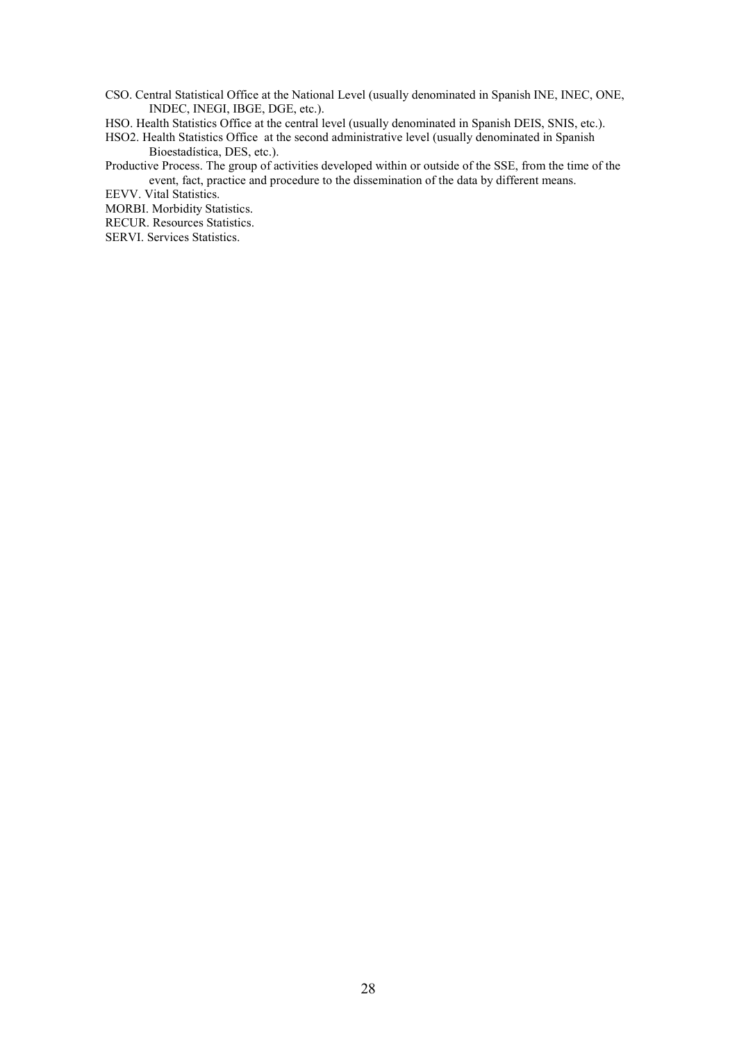CSO. Central Statistical Office at the National Level (usually denominated in Spanish INE, INEC, ONE, INDEC, INEGI, IBGE, DGE, etc.).

HSO. Health Statistics Office at the central level (usually denominated in Spanish DEIS, SNIS, etc.).

HSO2. Health Statistics Office at the second administrative level (usually denominated in Spanish Bioestadística, DES, etc.).

Productive Process. The group of activities developed within or outside of the SSE, from the time of the event, fact, practice and procedure to the dissemination of the data by different means.

EEVV. Vital Statistics.

MORBI. Morbidity Statistics.

RECUR. Resources Statistics.

SERVI. Services Statistics.